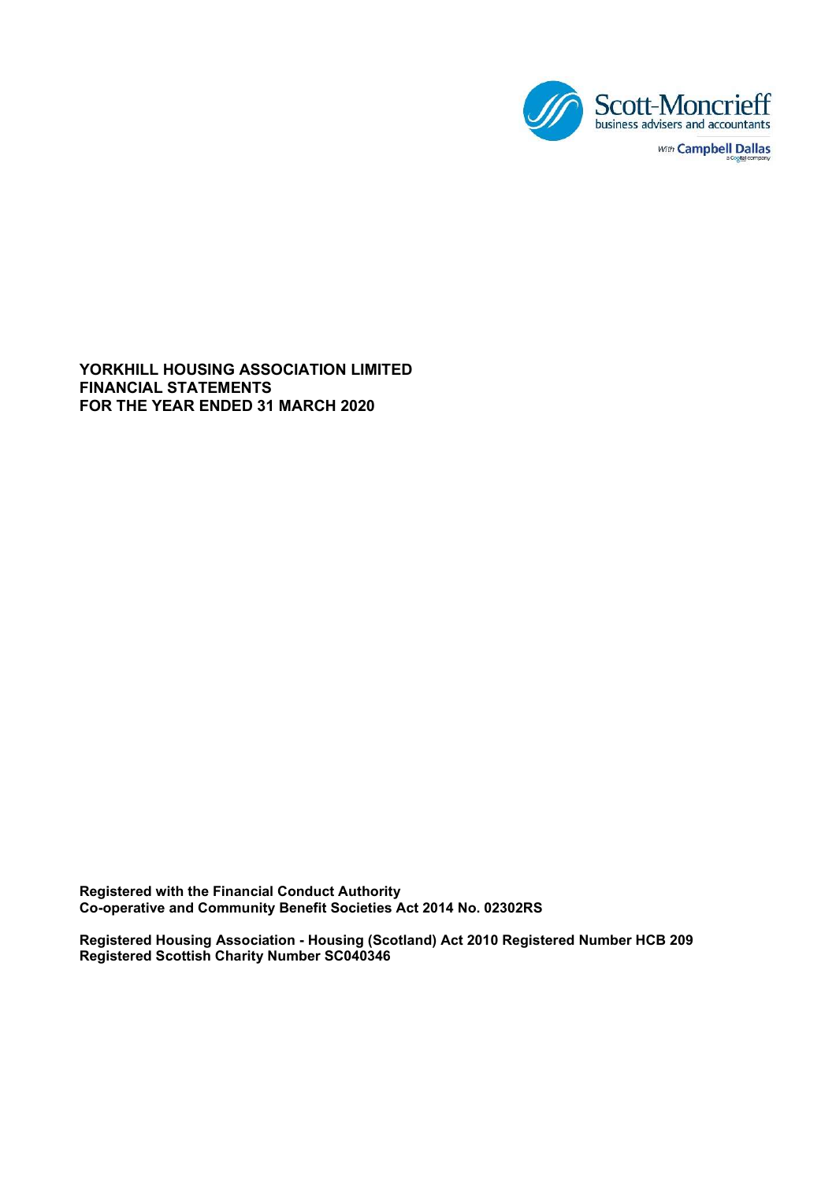Scott-Moncrieff
business advisers and accountants

With Campbell Dallas

**YORKHILL HOUSING ASSOCIATION LIMITED**
**FINANCIAL STATEMENTS**
**FOR THE YEAR ENDED 31 MARCH 2020**

**Registered with the Financial Conduct Authority**
**Co-operative and Community Benefit Societies Act 2014 No. 02302RS**

**Registered Housing Association - Housing (Scotland) Act 2010 Registered Number HCB 209**
**Registered Scottish Charity Number SC040346**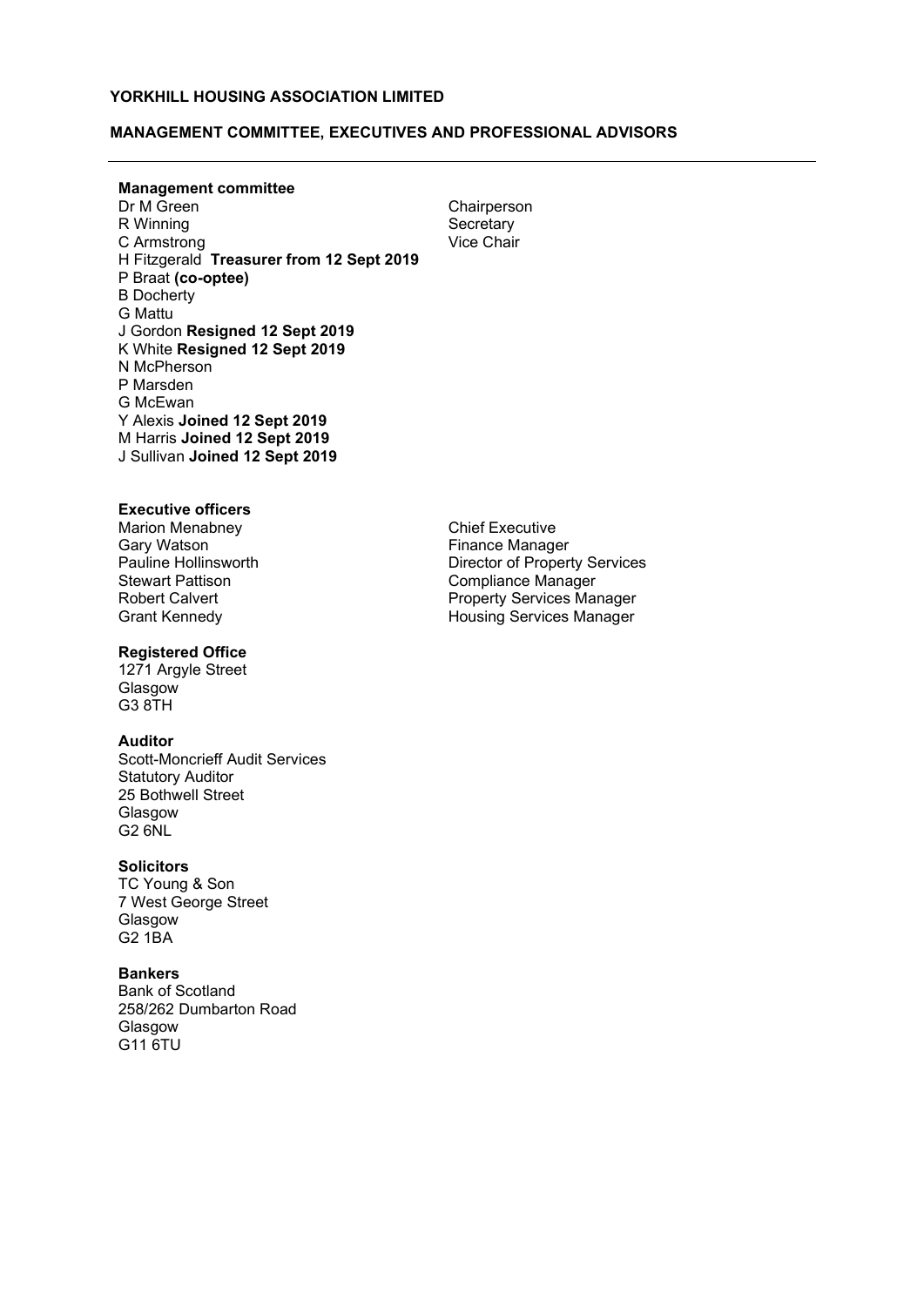**YORKHILL HOUSING ASSOCIATION LIMITED**

**MANAGEMENT COMMITTEE, EXECUTIVES AND PROFESSIONAL ADVISORS**

---

**Management committee**

| | |
|---|---|
| Dr M Green | Chairperson |
| R Winning | Secretary |
| C Armstrong | Vice Chair |
| H Fitzgerald **Treasurer from 12 Sept 2019** | |
| P Braat **(co-optee)** | |
| B Docherty | |
| G Mattu | |
| J Gordon **Resigned 12 Sept 2019** | |
| K White **Resigned 12 Sept 2019** | |
| N McPherson | |
| P Marsden | |
| G McEwan | |
| Y Alexis **Joined 12 Sept 2019** | |
| M Harris **Joined 12 Sept 2019** | |
| J Sullivan **Joined 12 Sept 2019** | |

**Executive officers**

| | |
|---|---|
| Marion Menabney | Chief Executive |
| Gary Watson | Finance Manager |
| Pauline Hollinsworth | Director of Property Services |
| Stewart Pattison | Compliance Manager |
| Robert Calvert | Property Services Manager |
| Grant Kennedy | Housing Services Manager |

**Registered Office**
1271 Argyle Street
Glasgow
G3 8TH

**Auditor**
Scott-Moncrieff Audit Services
Statutory Auditor
25 Bothwell Street
Glasgow
G2 6NL

**Solicitors**
TC Young & Son
7 West George Street
Glasgow
G2 1BA

**Bankers**
Bank of Scotland
258/262 Dumbarton Road
Glasgow
G11 6TU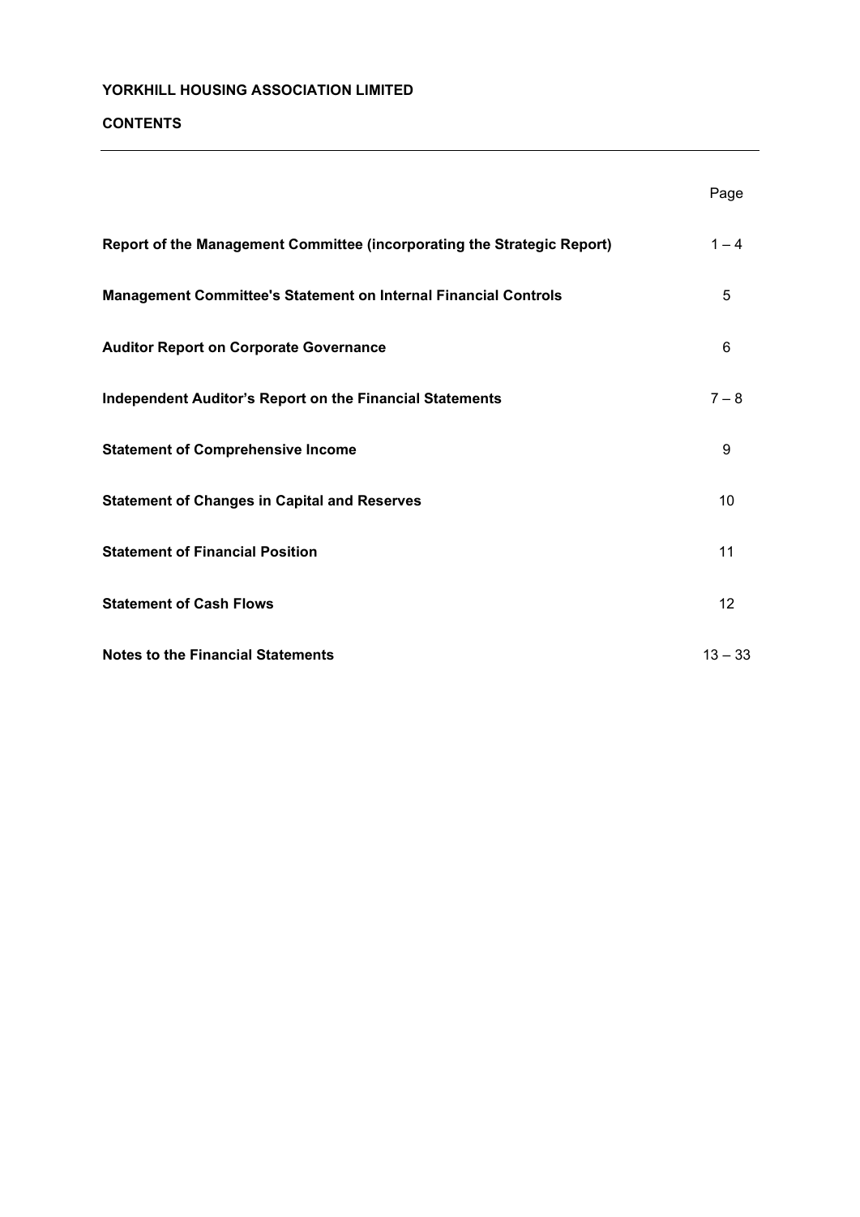**YORKHILL HOUSING ASSOCIATION LIMITED**

**CONTENTS**

| | Page |
|---|---|
| **Report of the Management Committee (incorporating the Strategic Report)** | 1 – 4 |
| **Management Committee's Statement on Internal Financial Controls** | 5 |
| **Auditor Report on Corporate Governance** | 6 |
| **Independent Auditor's Report on the Financial Statements** | 7 – 8 |
| **Statement of Comprehensive Income** | 9 |
| **Statement of Changes in Capital and Reserves** | 10 |
| **Statement of Financial Position** | 11 |
| **Statement of Cash Flows** | 12 |
| **Notes to the Financial Statements** | 13 – 33 |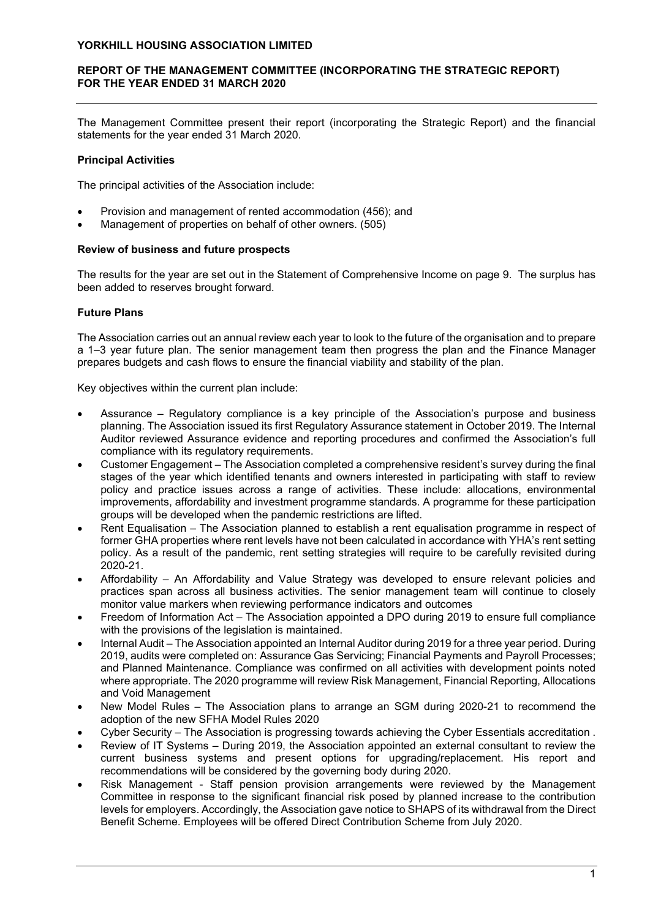# YORKHILL HOUSING ASSOCIATION LIMITED

## REPORT OF THE MANAGEMENT COMMITTEE (INCORPORATING THE STRATEGIC REPORT) FOR THE YEAR ENDED 31 MARCH 2020

The Management Committee present their report (incorporating the Strategic Report) and the financial statements for the year ended 31 March 2020.

### Principal Activities

The principal activities of the Association include:

- Provision and management of rented accommodation (456); and
- Management of properties on behalf of other owners. (505)

### Review of business and future prospects

The results for the year are set out in the Statement of Comprehensive Income on page 9. The surplus has been added to reserves brought forward.

### Future Plans

The Association carries out an annual review each year to look to the future of the organisation and to prepare a 1–3 year future plan. The senior management team then progress the plan and the Finance Manager prepares budgets and cash flows to ensure the financial viability and stability of the plan.

Key objectives within the current plan include:

- Assurance – Regulatory compliance is a key principle of the Association's purpose and business planning. The Association issued its first Regulatory Assurance statement in October 2019. The Internal Auditor reviewed Assurance evidence and reporting procedures and confirmed the Association's full compliance with its regulatory requirements.
- Customer Engagement – The Association completed a comprehensive resident's survey during the final stages of the year which identified tenants and owners interested in participating with staff to review policy and practice issues across a range of activities. These include: allocations, environmental improvements, affordability and investment programme standards. A programme for these participation groups will be developed when the pandemic restrictions are lifted.
- Rent Equalisation – The Association planned to establish a rent equalisation programme in respect of former GHA properties where rent levels have not been calculated in accordance with YHA's rent setting policy. As a result of the pandemic, rent setting strategies will require to be carefully revisited during 2020-21.
- Affordability – An Affordability and Value Strategy was developed to ensure relevant policies and practices span across all business activities. The senior management team will continue to closely monitor value markers when reviewing performance indicators and outcomes
- Freedom of Information Act – The Association appointed a DPO during 2019 to ensure full compliance with the provisions of the legislation is maintained.
- Internal Audit – The Association appointed an Internal Auditor during 2019 for a three year period. During 2019, audits were completed on: Assurance Gas Servicing; Financial Payments and Payroll Processes; and Planned Maintenance. Compliance was confirmed on all activities with development points noted where appropriate. The 2020 programme will review Risk Management, Financial Reporting, Allocations and Void Management
- New Model Rules – The Association plans to arrange an SGM during 2020-21 to recommend the adoption of the new SFHA Model Rules 2020
- Cyber Security – The Association is progressing towards achieving the Cyber Essentials accreditation .
- Review of IT Systems – During 2019, the Association appointed an external consultant to review the current business systems and present options for upgrading/replacement. His report and recommendations will be considered by the governing body during 2020.
- Risk Management - Staff pension provision arrangements were reviewed by the Management Committee in response to the significant financial risk posed by planned increase to the contribution levels for employers. Accordingly, the Association gave notice to SHAPS of its withdrawal from the Direct Benefit Scheme. Employees will be offered Direct Contribution Scheme from July 2020.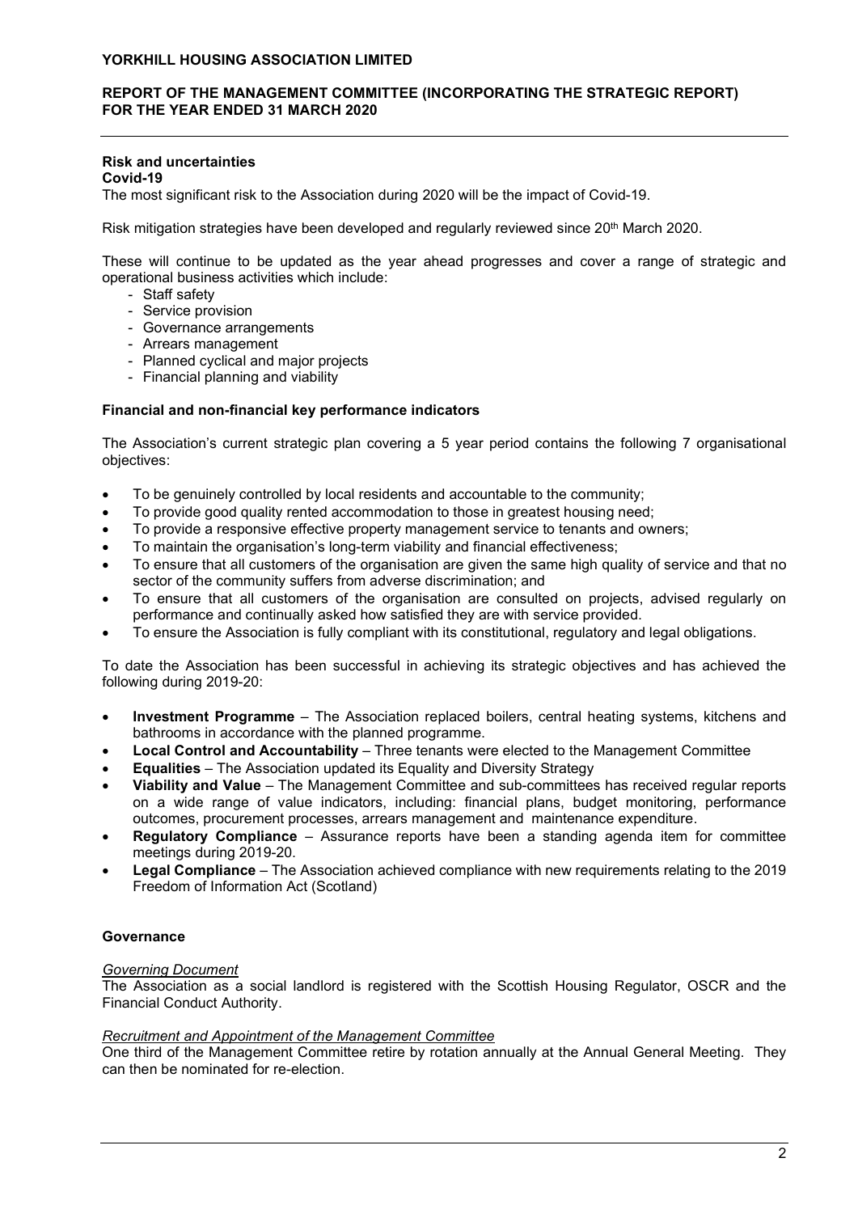### Risk and uncertainties

**Covid-19**

The most significant risk to the Association during 2020 will be the impact of Covid-19.

Risk mitigation strategies have been developed and regularly reviewed since 20th March 2020.

These will continue to be updated as the year ahead progresses and cover a range of strategic and operational business activities which include:

- Staff safety
- Service provision
- Governance arrangements
- Arrears management
- Planned cyclical and major projects
- Financial planning and viability

### Financial and non-financial key performance indicators

The Association's current strategic plan covering a 5 year period contains the following 7 organisational objectives:

- To be genuinely controlled by local residents and accountable to the community;
- To provide good quality rented accommodation to those in greatest housing need;
- To provide a responsive effective property management service to tenants and owners;
- To maintain the organisation's long-term viability and financial effectiveness;
- To ensure that all customers of the organisation are given the same high quality of service and that no sector of the community suffers from adverse discrimination; and
- To ensure that all customers of the organisation are consulted on projects, advised regularly on performance and continually asked how satisfied they are with service provided.
- To ensure the Association is fully compliant with its constitutional, regulatory and legal obligations.

To date the Association has been successful in achieving its strategic objectives and has achieved the following during 2019-20:

- **Investment Programme** – The Association replaced boilers, central heating systems, kitchens and bathrooms in accordance with the planned programme.
- **Local Control and Accountability** – Three tenants were elected to the Management Committee
- **Equalities** – The Association updated its Equality and Diversity Strategy
- **Viability and Value** – The Management Committee and sub-committees has received regular reports on a wide range of value indicators, including: financial plans, budget monitoring, performance outcomes, procurement processes, arrears management and maintenance expenditure.
- **Regulatory Compliance** – Assurance reports have been a standing agenda item for committee meetings during 2019-20.
- **Legal Compliance** – The Association achieved compliance with new requirements relating to the 2019 Freedom of Information Act (Scotland)

### Governance

*Governing Document*

The Association as a social landlord is registered with the Scottish Housing Regulator, OSCR and the Financial Conduct Authority.

*Recruitment and Appointment of the Management Committee*

One third of the Management Committee retire by rotation annually at the Annual General Meeting. They can then be nominated for re-election.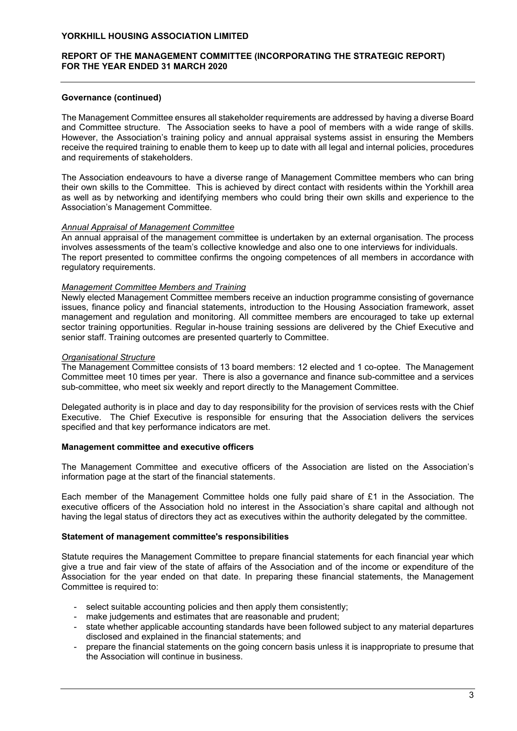### Governance (continued)

The Management Committee ensures all stakeholder requirements are addressed by having a diverse Board and Committee structure. The Association seeks to have a pool of members with a wide range of skills. However, the Association's training policy and annual appraisal systems assist in ensuring the Members receive the required training to enable them to keep up to date with all legal and internal policies, procedures and requirements of stakeholders.

The Association endeavours to have a diverse range of Management Committee members who can bring their own skills to the Committee. This is achieved by direct contact with residents within the Yorkhill area as well as by networking and identifying members who could bring their own skills and experience to the Association's Management Committee.

*Annual Appraisal of Management Committee*

An annual appraisal of the management committee is undertaken by an external organisation. The process involves assessments of the team's collective knowledge and also one to one interviews for individuals. The report presented to committee confirms the ongoing competences of all members in accordance with regulatory requirements.

*Management Committee Members and Training*

Newly elected Management Committee members receive an induction programme consisting of governance issues, finance policy and financial statements, introduction to the Housing Association framework, asset management and regulation and monitoring. All committee members are encouraged to take up external sector training opportunities. Regular in-house training sessions are delivered by the Chief Executive and senior staff. Training outcomes are presented quarterly to Committee.

*Organisational Structure*

The Management Committee consists of 13 board members: 12 elected and 1 co-optee. The Management Committee meet 10 times per year. There is also a governance and finance sub-committee and a services sub-committee, who meet six weekly and report directly to the Management Committee.

Delegated authority is in place and day to day responsibility for the provision of services rests with the Chief Executive. The Chief Executive is responsible for ensuring that the Association delivers the services specified and that key performance indicators are met.

### Management committee and executive officers

The Management Committee and executive officers of the Association are listed on the Association's information page at the start of the financial statements.

Each member of the Management Committee holds one fully paid share of £1 in the Association. The executive officers of the Association hold no interest in the Association's share capital and although not having the legal status of directors they act as executives within the authority delegated by the committee.

### Statement of management committee's responsibilities

Statute requires the Management Committee to prepare financial statements for each financial year which give a true and fair view of the state of affairs of the Association and of the income or expenditure of the Association for the year ended on that date. In preparing these financial statements, the Management Committee is required to:

- select suitable accounting policies and then apply them consistently;
- make judgements and estimates that are reasonable and prudent;
- state whether applicable accounting standards have been followed subject to any material departures disclosed and explained in the financial statements; and
- prepare the financial statements on the going concern basis unless it is inappropriate to presume that the Association will continue in business.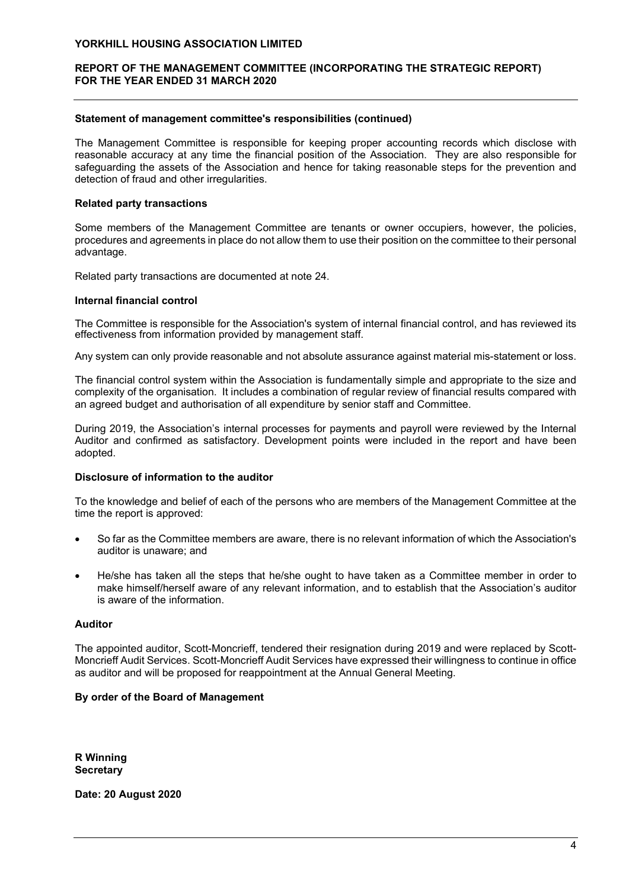### Statement of management committee's responsibilities (continued)

The Management Committee is responsible for keeping proper accounting records which disclose with reasonable accuracy at any time the financial position of the Association. They are also responsible for safeguarding the assets of the Association and hence for taking reasonable steps for the prevention and detection of fraud and other irregularities.

### Related party transactions

Some members of the Management Committee are tenants or owner occupiers, however, the policies, procedures and agreements in place do not allow them to use their position on the committee to their personal advantage.

Related party transactions are documented at note 24.

### Internal financial control

The Committee is responsible for the Association's system of internal financial control, and has reviewed its effectiveness from information provided by management staff.

Any system can only provide reasonable and not absolute assurance against material mis-statement or loss.

The financial control system within the Association is fundamentally simple and appropriate to the size and complexity of the organisation. It includes a combination of regular review of financial results compared with an agreed budget and authorisation of all expenditure by senior staff and Committee.

During 2019, the Association's internal processes for payments and payroll were reviewed by the Internal Auditor and confirmed as satisfactory. Development points were included in the report and have been adopted.

### Disclosure of information to the auditor

To the knowledge and belief of each of the persons who are members of the Management Committee at the time the report is approved:

- So far as the Committee members are aware, there is no relevant information of which the Association's auditor is unaware; and
- He/she has taken all the steps that he/she ought to have taken as a Committee member in order to make himself/herself aware of any relevant information, and to establish that the Association's auditor is aware of the information.

### Auditor

The appointed auditor, Scott-Moncrieff, tendered their resignation during 2019 and were replaced by Scott-Moncrieff Audit Services. Scott-Moncrieff Audit Services have expressed their willingness to continue in office as auditor and will be proposed for reappointment at the Annual General Meeting.

**By order of the Board of Management**

**R Winning**
**Secretary**

**Date: 20 August 2020**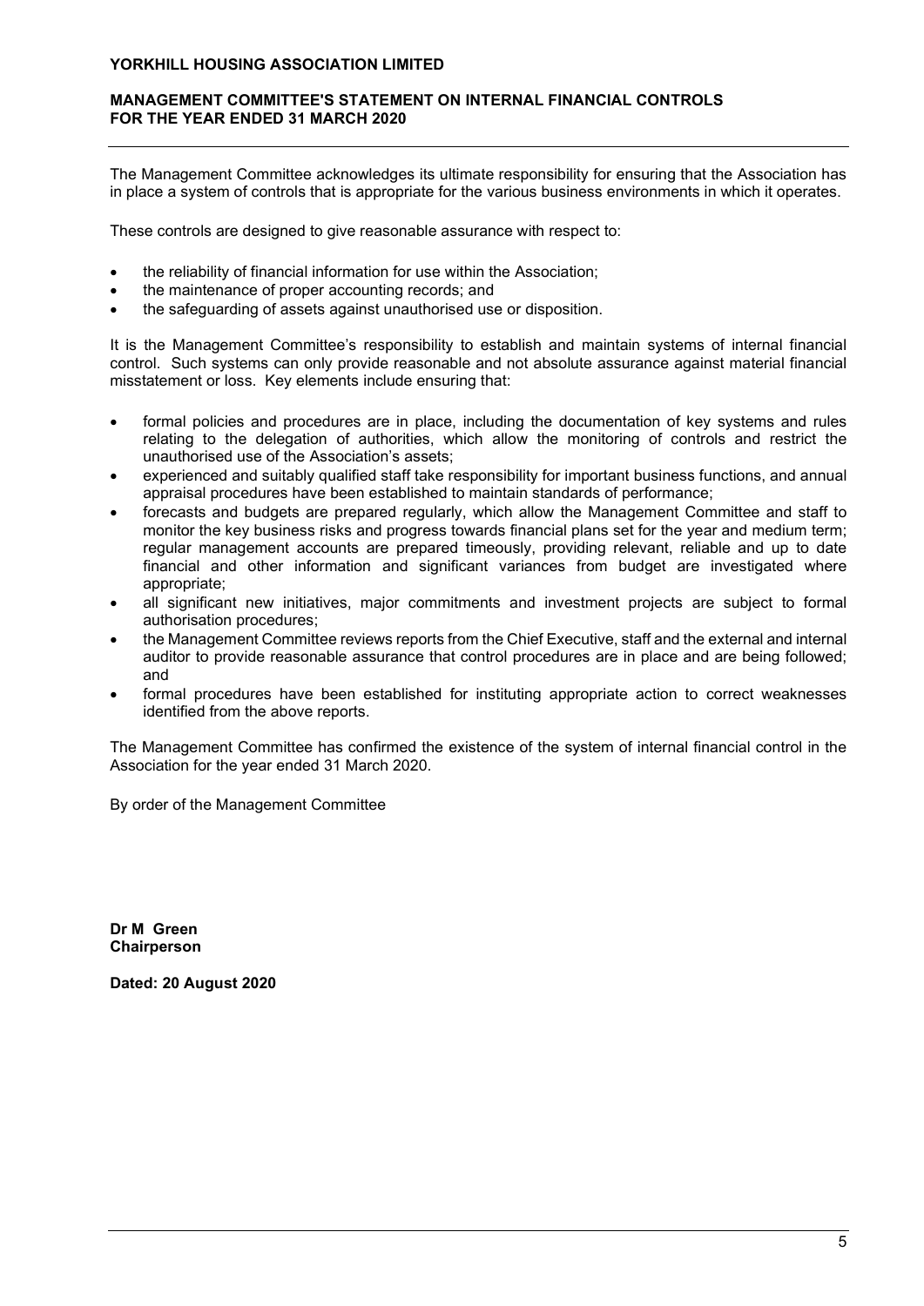**YORKHILL HOUSING ASSOCIATION LIMITED**

**MANAGEMENT COMMITTEE'S STATEMENT ON INTERNAL FINANCIAL CONTROLS FOR THE YEAR ENDED 31 MARCH 2020**

The Management Committee acknowledges its ultimate responsibility for ensuring that the Association has in place a system of controls that is appropriate for the various business environments in which it operates.

These controls are designed to give reasonable assurance with respect to:

- the reliability of financial information for use within the Association;
- the maintenance of proper accounting records; and
- the safeguarding of assets against unauthorised use or disposition.

It is the Management Committee's responsibility to establish and maintain systems of internal financial control. Such systems can only provide reasonable and not absolute assurance against material financial misstatement or loss. Key elements include ensuring that:

- formal policies and procedures are in place, including the documentation of key systems and rules relating to the delegation of authorities, which allow the monitoring of controls and restrict the unauthorised use of the Association's assets;
- experienced and suitably qualified staff take responsibility for important business functions, and annual appraisal procedures have been established to maintain standards of performance;
- forecasts and budgets are prepared regularly, which allow the Management Committee and staff to monitor the key business risks and progress towards financial plans set for the year and medium term; regular management accounts are prepared timeously, providing relevant, reliable and up to date financial and other information and significant variances from budget are investigated where appropriate;
- all significant new initiatives, major commitments and investment projects are subject to formal authorisation procedures;
- the Management Committee reviews reports from the Chief Executive, staff and the external and internal auditor to provide reasonable assurance that control procedures are in place and are being followed; and
- formal procedures have been established for instituting appropriate action to correct weaknesses identified from the above reports.

The Management Committee has confirmed the existence of the system of internal financial control in the Association for the year ended 31 March 2020.

By order of the Management Committee

**Dr M Green**
**Chairperson**

**Dated: 20 August 2020**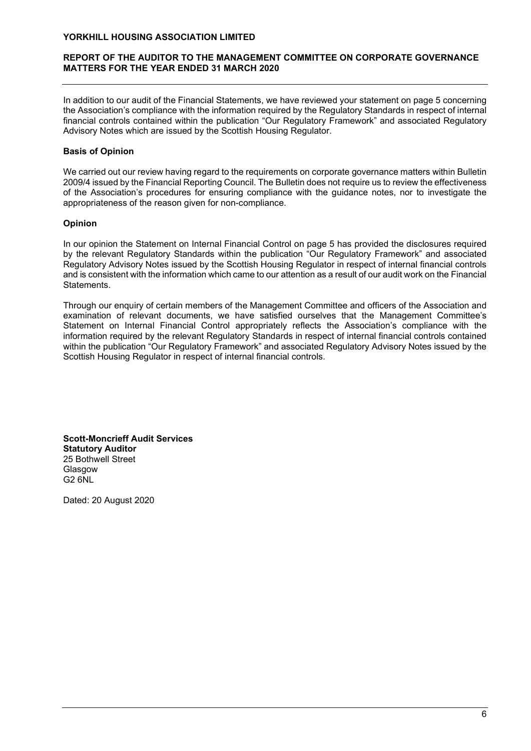**YORKHILL HOUSING ASSOCIATION LIMITED**

**REPORT OF THE AUDITOR TO THE MANAGEMENT COMMITTEE ON CORPORATE GOVERNANCE MATTERS FOR THE YEAR ENDED 31 MARCH 2020**

In addition to our audit of the Financial Statements, we have reviewed your statement on page 5 concerning the Association's compliance with the information required by the Regulatory Standards in respect of internal financial controls contained within the publication "Our Regulatory Framework" and associated Regulatory Advisory Notes which are issued by the Scottish Housing Regulator.

**Basis of Opinion**

We carried out our review having regard to the requirements on corporate governance matters within Bulletin 2009/4 issued by the Financial Reporting Council. The Bulletin does not require us to review the effectiveness of the Association's procedures for ensuring compliance with the guidance notes, nor to investigate the appropriateness of the reason given for non-compliance.

**Opinion**

In our opinion the Statement on Internal Financial Control on page 5 has provided the disclosures required by the relevant Regulatory Standards within the publication "Our Regulatory Framework" and associated Regulatory Advisory Notes issued by the Scottish Housing Regulator in respect of internal financial controls and is consistent with the information which came to our attention as a result of our audit work on the Financial Statements.

Through our enquiry of certain members of the Management Committee and officers of the Association and examination of relevant documents, we have satisfied ourselves that the Management Committee's Statement on Internal Financial Control appropriately reflects the Association's compliance with the information required by the relevant Regulatory Standards in respect of internal financial controls contained within the publication "Our Regulatory Framework" and associated Regulatory Advisory Notes issued by the Scottish Housing Regulator in respect of internal financial controls.

**Scott-Moncrieff Audit Services**
**Statutory Auditor**
25 Bothwell Street
Glasgow
G2 6NL

Dated: 20 August 2020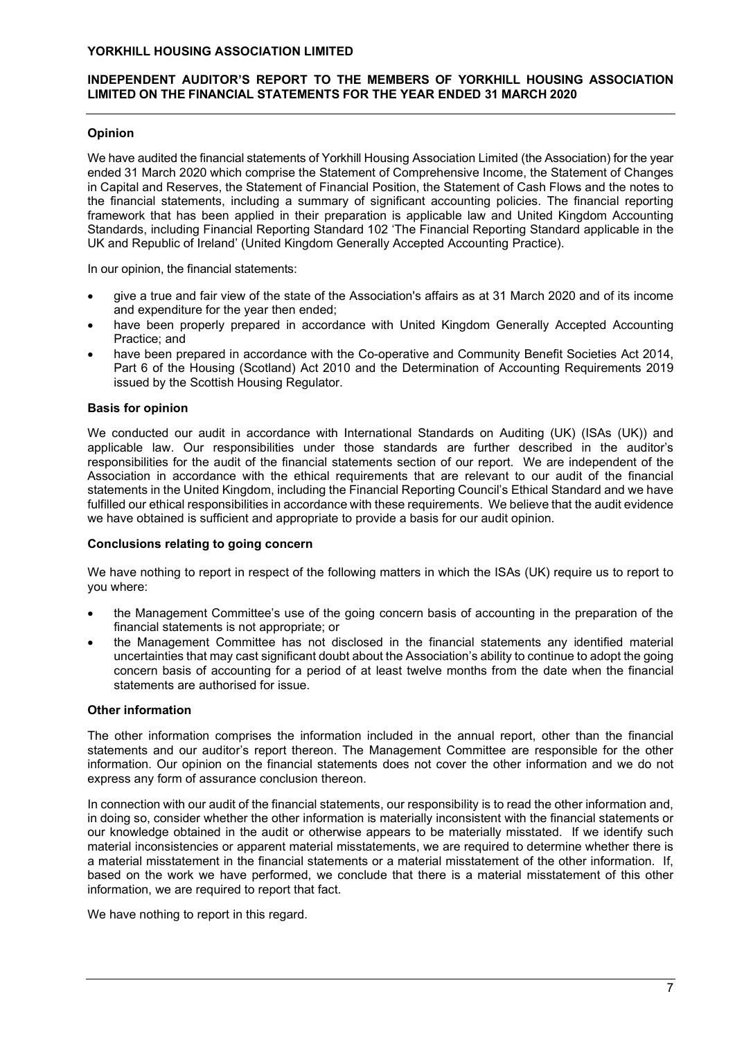**YORKHILL HOUSING ASSOCIATION LIMITED**

**INDEPENDENT AUDITOR'S REPORT TO THE MEMBERS OF YORKHILL HOUSING ASSOCIATION LIMITED ON THE FINANCIAL STATEMENTS FOR THE YEAR ENDED 31 MARCH 2020**

**Opinion**

We have audited the financial statements of Yorkhill Housing Association Limited (the Association) for the year ended 31 March 2020 which comprise the Statement of Comprehensive Income, the Statement of Changes in Capital and Reserves, the Statement of Financial Position, the Statement of Cash Flows and the notes to the financial statements, including a summary of significant accounting policies. The financial reporting framework that has been applied in their preparation is applicable law and United Kingdom Accounting Standards, including Financial Reporting Standard 102 'The Financial Reporting Standard applicable in the UK and Republic of Ireland' (United Kingdom Generally Accepted Accounting Practice).

In our opinion, the financial statements:

- give a true and fair view of the state of the Association's affairs as at 31 March 2020 and of its income and expenditure for the year then ended;
- have been properly prepared in accordance with United Kingdom Generally Accepted Accounting Practice; and
- have been prepared in accordance with the Co-operative and Community Benefit Societies Act 2014, Part 6 of the Housing (Scotland) Act 2010 and the Determination of Accounting Requirements 2019 issued by the Scottish Housing Regulator.

**Basis for opinion**

We conducted our audit in accordance with International Standards on Auditing (UK) (ISAs (UK)) and applicable law. Our responsibilities under those standards are further described in the auditor's responsibilities for the audit of the financial statements section of our report. We are independent of the Association in accordance with the ethical requirements that are relevant to our audit of the financial statements in the United Kingdom, including the Financial Reporting Council's Ethical Standard and we have fulfilled our ethical responsibilities in accordance with these requirements. We believe that the audit evidence we have obtained is sufficient and appropriate to provide a basis for our audit opinion.

**Conclusions relating to going concern**

We have nothing to report in respect of the following matters in which the ISAs (UK) require us to report to you where:

- the Management Committee's use of the going concern basis of accounting in the preparation of the financial statements is not appropriate; or
- the Management Committee has not disclosed in the financial statements any identified material uncertainties that may cast significant doubt about the Association's ability to continue to adopt the going concern basis of accounting for a period of at least twelve months from the date when the financial statements are authorised for issue.

**Other information**

The other information comprises the information included in the annual report, other than the financial statements and our auditor's report thereon. The Management Committee are responsible for the other information. Our opinion on the financial statements does not cover the other information and we do not express any form of assurance conclusion thereon.

In connection with our audit of the financial statements, our responsibility is to read the other information and, in doing so, consider whether the other information is materially inconsistent with the financial statements or our knowledge obtained in the audit or otherwise appears to be materially misstated. If we identify such material inconsistencies or apparent material misstatements, we are required to determine whether there is a material misstatement in the financial statements or a material misstatement of the other information. If, based on the work we have performed, we conclude that there is a material misstatement of this other information, we are required to report that fact.

We have nothing to report in this regard.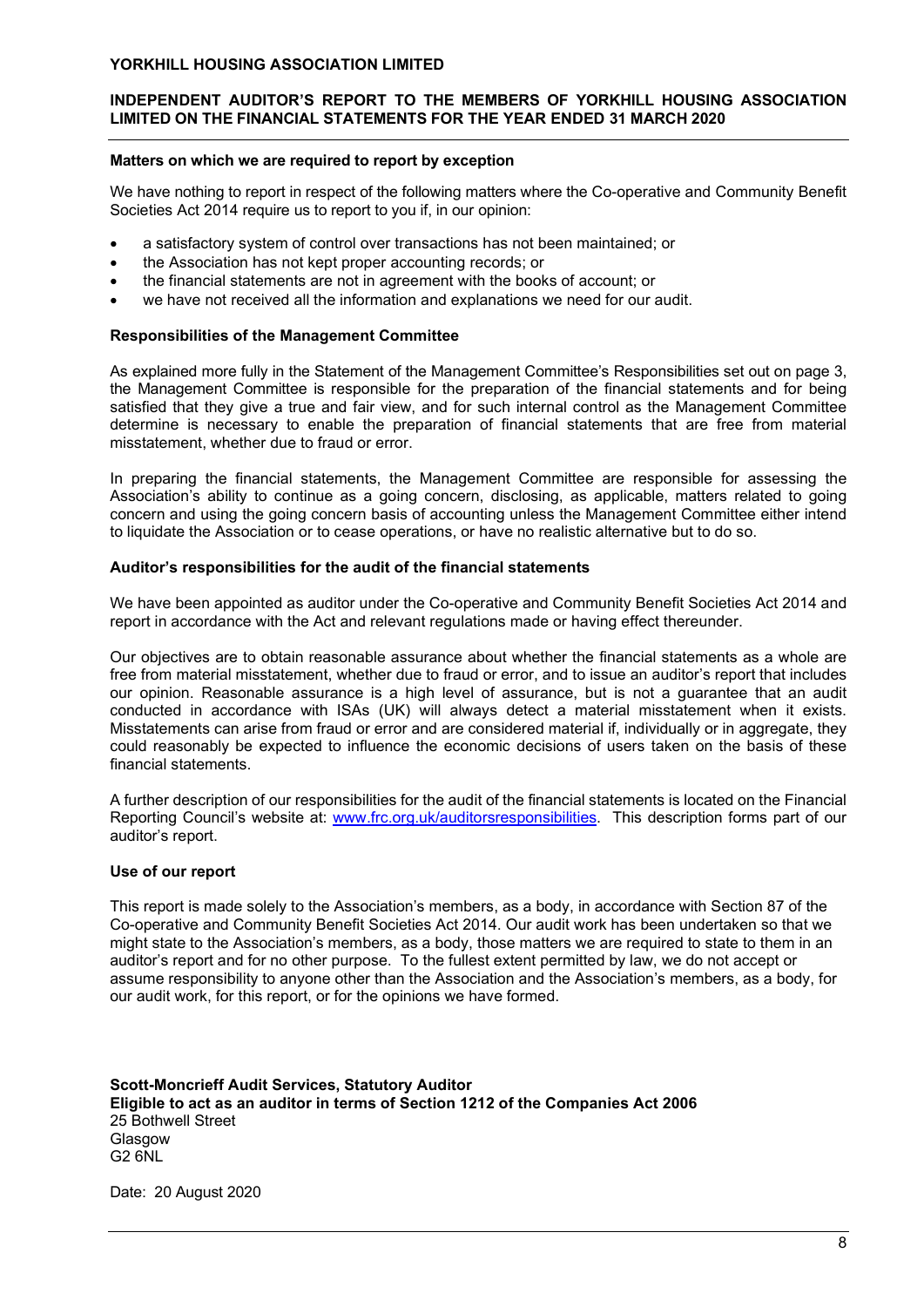**Matters on which we are required to report by exception**

We have nothing to report in respect of the following matters where the Co-operative and Community Benefit Societies Act 2014 require us to report to you if, in our opinion:

- a satisfactory system of control over transactions has not been maintained; or
- the Association has not kept proper accounting records; or
- the financial statements are not in agreement with the books of account; or
- we have not received all the information and explanations we need for our audit.

**Responsibilities of the Management Committee**

As explained more fully in the Statement of the Management Committee's Responsibilities set out on page 3, the Management Committee is responsible for the preparation of the financial statements and for being satisfied that they give a true and fair view, and for such internal control as the Management Committee determine is necessary to enable the preparation of financial statements that are free from material misstatement, whether due to fraud or error.

In preparing the financial statements, the Management Committee are responsible for assessing the Association's ability to continue as a going concern, disclosing, as applicable, matters related to going concern and using the going concern basis of accounting unless the Management Committee either intend to liquidate the Association or to cease operations, or have no realistic alternative but to do so.

**Auditor's responsibilities for the audit of the financial statements**

We have been appointed as auditor under the Co-operative and Community Benefit Societies Act 2014 and report in accordance with the Act and relevant regulations made or having effect thereunder.

Our objectives are to obtain reasonable assurance about whether the financial statements as a whole are free from material misstatement, whether due to fraud or error, and to issue an auditor's report that includes our opinion. Reasonable assurance is a high level of assurance, but is not a guarantee that an audit conducted in accordance with ISAs (UK) will always detect a material misstatement when it exists. Misstatements can arise from fraud or error and are considered material if, individually or in aggregate, they could reasonably be expected to influence the economic decisions of users taken on the basis of these financial statements.

A further description of our responsibilities for the audit of the financial statements is located on the Financial Reporting Council's website at: [www.frc.org.uk/auditorsresponsibilities](www.frc.org.uk/auditorsresponsibilities). This description forms part of our auditor's report.

**Use of our report**

This report is made solely to the Association's members, as a body, in accordance with Section 87 of the Co-operative and Community Benefit Societies Act 2014. Our audit work has been undertaken so that we might state to the Association's members, as a body, those matters we are required to state to them in an auditor's report and for no other purpose. To the fullest extent permitted by law, we do not accept or assume responsibility to anyone other than the Association and the Association's members, as a body, for our audit work, for this report, or for the opinions we have formed.

**Scott-Moncrieff Audit Services, Statutory Auditor**
**Eligible to act as an auditor in terms of Section 1212 of the Companies Act 2006**
25 Bothwell Street
Glasgow
G2 6NL

Date: 20 August 2020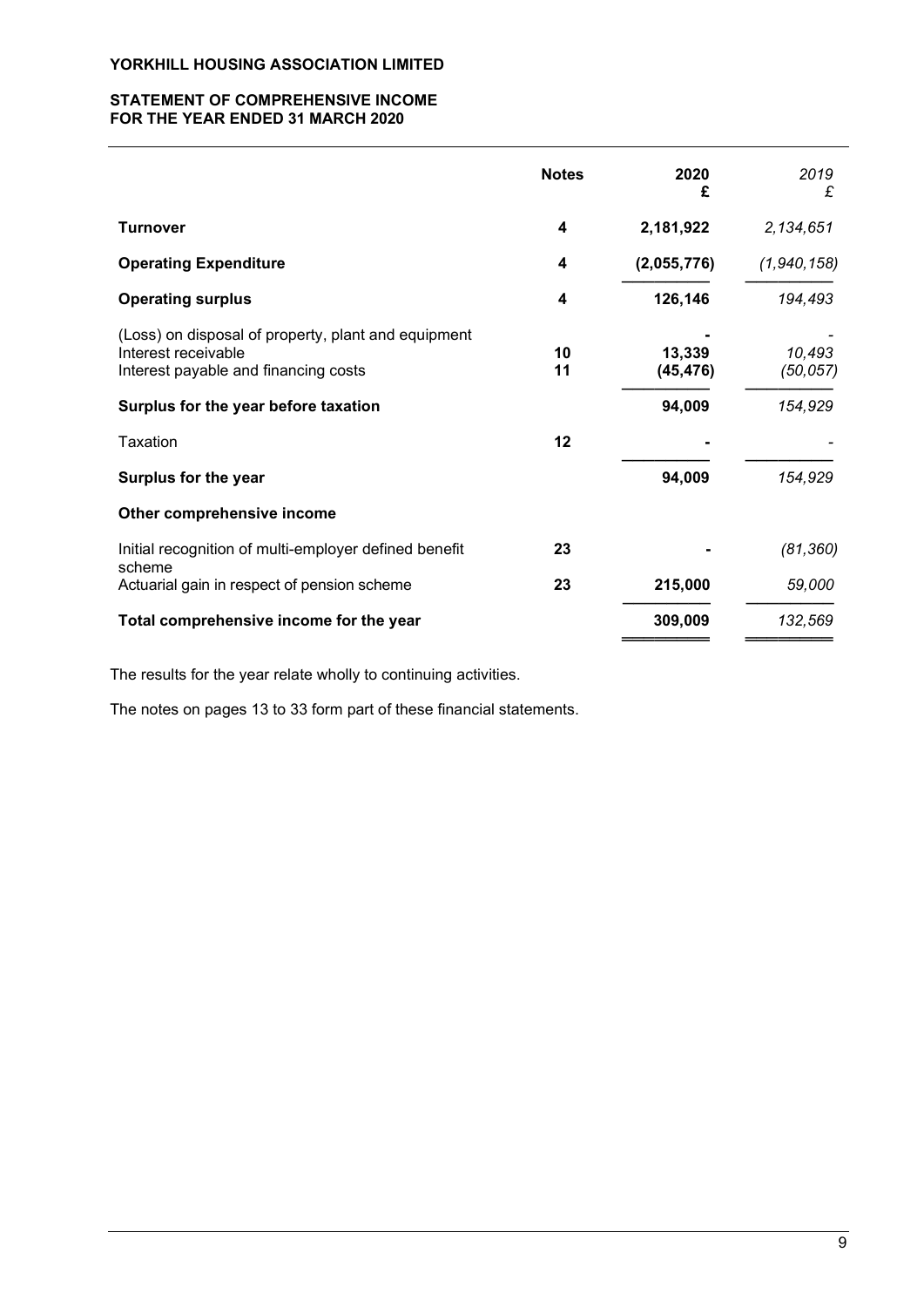**YORKHILL HOUSING ASSOCIATION LIMITED**

**STATEMENT OF COMPREHENSIVE INCOME**
**FOR THE YEAR ENDED 31 MARCH 2020**

| | Notes | 2020<br>£ | *2019*<br>*£* |
|---|---|---|---|
| **Turnover** | **4** | **2,181,922** | *2,134,651* |
| **Operating Expenditure** | **4** | **(2,055,776)** | *(1,940,158)* |
| **Operating surplus** | **4** | **126,146** | *194,493* |
| (Loss) on disposal of property, plant and equipment | | **-** | *-* |
| Interest receivable | **10** | **13,339** | *10,493* |
| Interest payable and financing costs | **11** | **(45,476)** | *(50,057)* |
| **Surplus for the year before taxation** | | **94,009** | *154,929* |
| Taxation | **12** | **-** | *-* |
| **Surplus for the year** | | **94,009** | *154,929* |
| **Other comprehensive income** | | | |
| Initial recognition of multi-employer defined benefit scheme | **23** | **-** | *(81,360)* |
| Actuarial gain in respect of pension scheme | **23** | **215,000** | *59,000* |
| **Total comprehensive income for the year** | | **309,009** | *132,569* |

The results for the year relate wholly to continuing activities.

The notes on pages 13 to 33 form part of these financial statements.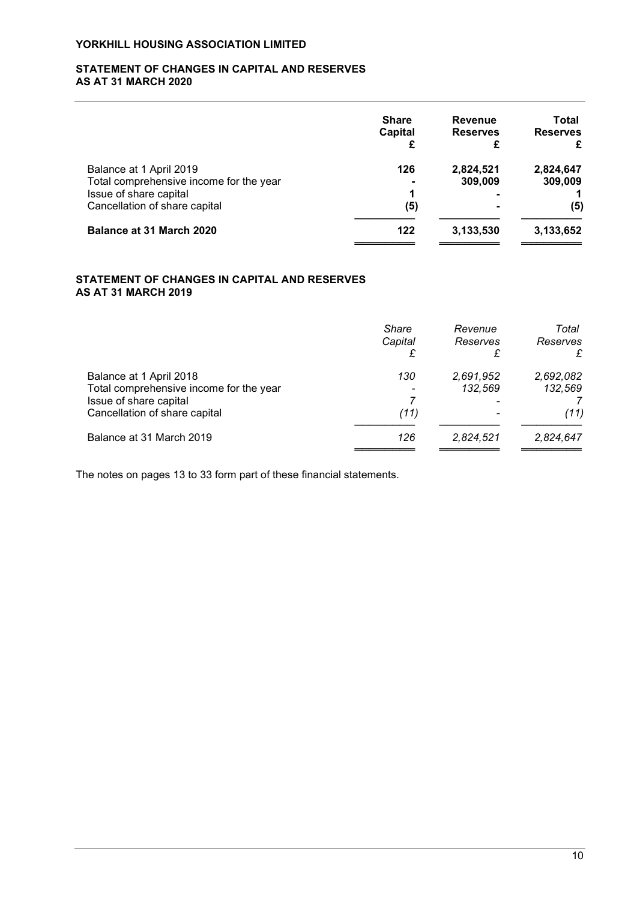**YORKHILL HOUSING ASSOCIATION LIMITED**

## STATEMENT OF CHANGES IN CAPITAL AND RESERVES
## AS AT 31 MARCH 2020

| | **Share Capital £** | **Revenue Reserves £** | **Total Reserves £** |
|---|---|---|---|
| Balance at 1 April 2019 | **126** | **2,824,521** | **2,824,647** |
| Total comprehensive income for the year | **-** | **309,009** | **309,009** |
| Issue of share capital | **1** | **-** | **1** |
| Cancellation of share capital | **(5)** | **-** | **(5)** |
| **Balance at 31 March 2020** | **122** | **3,133,530** | **3,133,652** |

## STATEMENT OF CHANGES IN CAPITAL AND RESERVES
## AS AT 31 MARCH 2019

| | *Share Capital £* | *Revenue Reserves £* | *Total Reserves £* |
|---|---|---|---|
| Balance at 1 April 2018 | *130* | *2,691,952* | *2,692,082* |
| Total comprehensive income for the year | *-* | *132,569* | *132,569* |
| Issue of share capital | *7* | *-* | *7* |
| Cancellation of share capital | *(11)* | *-* | *(11)* |
| Balance at 31 March 2019 | *126* | *2,824,521* | *2,824,647* |

The notes on pages 13 to 33 form part of these financial statements.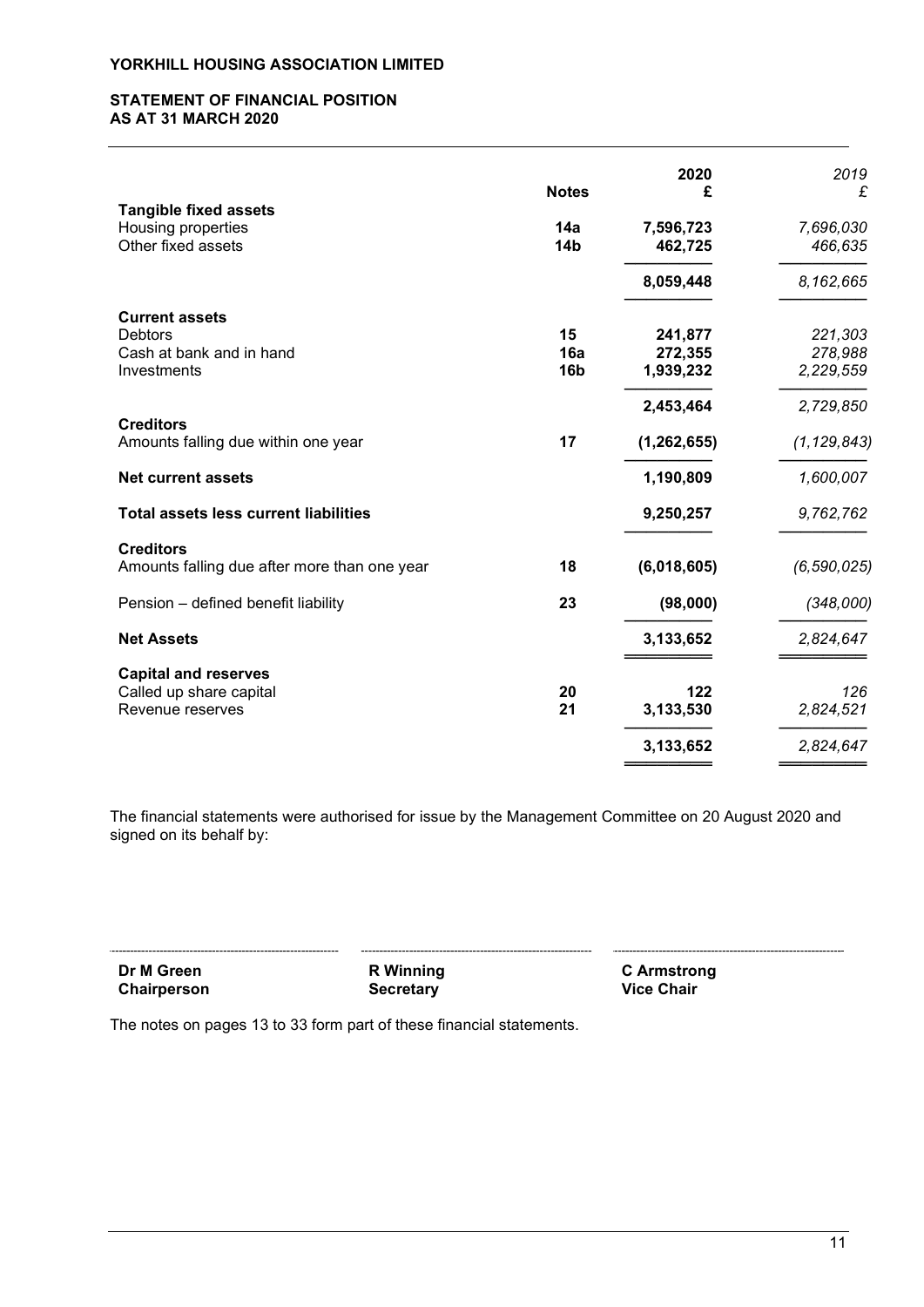**YORKHILL HOUSING ASSOCIATION LIMITED**

**STATEMENT OF FINANCIAL POSITION**
**AS AT 31 MARCH 2020**

| | Notes | 2020 £ | *2019 £* |
|---|---|---|---|
| **Tangible fixed assets** | | | |
| Housing properties | **14a** | **7,596,723** | *7,696,030* |
| Other fixed assets | **14b** | **462,725** | *466,635* |
| | | **8,059,448** | *8,162,665* |
| **Current assets** | | | |
| Debtors | **15** | **241,877** | *221,303* |
| Cash at bank and in hand | **16a** | **272,355** | *278,988* |
| Investments | **16b** | **1,939,232** | *2,229,559* |
| | | **2,453,464** | *2,729,850* |
| **Creditors** | | | |
| Amounts falling due within one year | **17** | **(1,262,655)** | *(1,129,843)* |
| **Net current assets** | | **1,190,809** | *1,600,007* |
| **Total assets less current liabilities** | | **9,250,257** | *9,762,762* |
| **Creditors** | | | |
| Amounts falling due after more than one year | **18** | **(6,018,605)** | *(6,590,025)* |
| Pension – defined benefit liability | **23** | **(98,000)** | *(348,000)* |
| **Net Assets** | | **3,133,652** | *2,824,647* |
| **Capital and reserves** | | | |
| Called up share capital | **20** | **122** | *126* |
| Revenue reserves | **21** | **3,133,530** | *2,824,521* |
| | | **3,133,652** | *2,824,647* |

The financial statements were authorised for issue by the Management Committee on 20 August 2020 and signed on its behalf by:

| | | |
|---|---|---|
| **Dr M Green** | **R Winning** | **C Armstrong** |
| **Chairperson** | **Secretary** | **Vice Chair** |

The notes on pages 13 to 33 form part of these financial statements.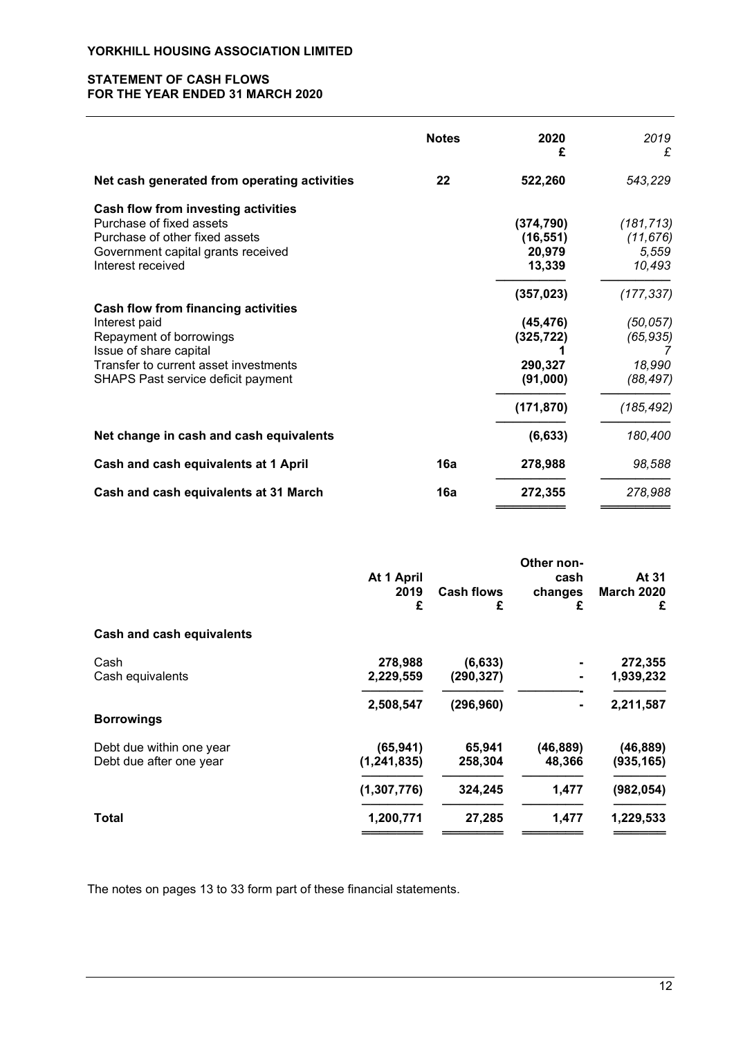**YORKHILL HOUSING ASSOCIATION LIMITED**

**STATEMENT OF CASH FLOWS**
**FOR THE YEAR ENDED 31 MARCH 2020**

| | Notes | 2020 £ | *2019 £* |
|---|---|---|---|
| **Net cash generated from operating activities** | **22** | **522,260** | *543,229* |
| **Cash flow from investing activities** | | | |
| Purchase of fixed assets | | **(374,790)** | *(181,713)* |
| Purchase of other fixed assets | | **(16,551)** | *(11,676)* |
| Government capital grants received | | **20,979** | *5,559* |
| Interest received | | **13,339** | *10,493* |
| | | **(357,023)** | *(177,337)* |
| **Cash flow from financing activities** | | | |
| Interest paid | | **(45,476)** | *(50,057)* |
| Repayment of borrowings | | **(325,722)** | *(65,935)* |
| Issue of share capital | | **1** | *7* |
| Transfer to current asset investments | | **290,327** | *18,990* |
| SHAPS Past service deficit payment | | **(91,000)** | *(88,497)* |
| | | **(171,870)** | *(185,492)* |
| **Net change in cash and cash equivalents** | | **(6,633)** | *180,400* |
| **Cash and cash equivalents at 1 April** | **16a** | **278,988** | *98,588* |
| **Cash and cash equivalents at 31 March** | **16a** | **272,355** | *278,988* |

| | At 1 April 2019 £ | Cash flows £ | Other non-cash changes £ | At 31 March 2020 £ |
|---|---|---|---|---|
| **Cash and cash equivalents** | | | | |
| Cash | **278,988** | **(6,633)** | **-** | **272,355** |
| Cash equivalents | **2,229,559** | **(290,327)** | **-** | **1,939,232** |
| | **2,508,547** | **(296,960)** | **-** | **2,211,587** |
| **Borrowings** | | | | |
| Debt due within one year | **(65,941)** | **65,941** | **(46,889)** | **(46,889)** |
| Debt due after one year | **(1,241,835)** | **258,304** | **48,366** | **(935,165)** |
| | **(1,307,776)** | **324,245** | **1,477** | **(982,054)** |
| **Total** | **1,200,771** | **27,285** | **1,477** | **1,229,533** |

The notes on pages 13 to 33 form part of these financial statements.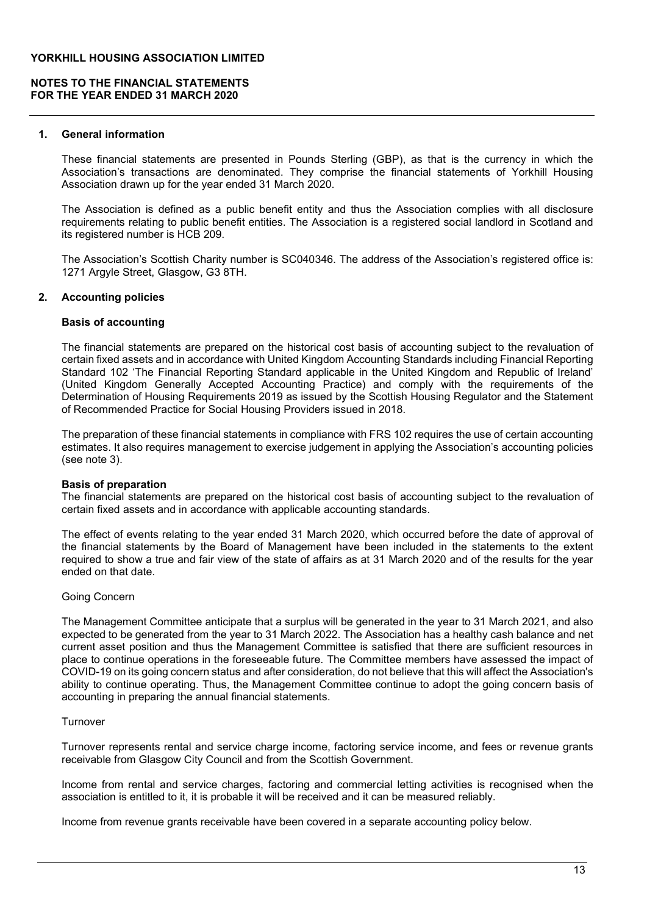**YORKHILL HOUSING ASSOCIATION LIMITED**

**NOTES TO THE FINANCIAL STATEMENTS**
**FOR THE YEAR ENDED 31 MARCH 2020**

## 1. General information

These financial statements are presented in Pounds Sterling (GBP), as that is the currency in which the Association's transactions are denominated. They comprise the financial statements of Yorkhill Housing Association drawn up for the year ended 31 March 2020.

The Association is defined as a public benefit entity and thus the Association complies with all disclosure requirements relating to public benefit entities. The Association is a registered social landlord in Scotland and its registered number is HCB 209.

The Association's Scottish Charity number is SC040346. The address of the Association's registered office is: 1271 Argyle Street, Glasgow, G3 8TH.

## 2. Accounting policies

**Basis of accounting**

The financial statements are prepared on the historical cost basis of accounting subject to the revaluation of certain fixed assets and in accordance with United Kingdom Accounting Standards including Financial Reporting Standard 102 'The Financial Reporting Standard applicable in the United Kingdom and Republic of Ireland' (United Kingdom Generally Accepted Accounting Practice) and comply with the requirements of the Determination of Housing Requirements 2019 as issued by the Scottish Housing Regulator and the Statement of Recommended Practice for Social Housing Providers issued in 2018.

The preparation of these financial statements in compliance with FRS 102 requires the use of certain accounting estimates. It also requires management to exercise judgement in applying the Association's accounting policies (see note 3).

**Basis of preparation**

The financial statements are prepared on the historical cost basis of accounting subject to the revaluation of certain fixed assets and in accordance with applicable accounting standards.

The effect of events relating to the year ended 31 March 2020, which occurred before the date of approval of the financial statements by the Board of Management have been included in the statements to the extent required to show a true and fair view of the state of affairs as at 31 March 2020 and of the results for the year ended on that date.

Going Concern

The Management Committee anticipate that a surplus will be generated in the year to 31 March 2021, and also expected to be generated from the year to 31 March 2022. The Association has a healthy cash balance and net current asset position and thus the Management Committee is satisfied that there are sufficient resources in place to continue operations in the foreseeable future. The Committee members have assessed the impact of COVID-19 on its going concern status and after consideration, do not believe that this will affect the Association's ability to continue operating. Thus, the Management Committee continue to adopt the going concern basis of accounting in preparing the annual financial statements.

Turnover

Turnover represents rental and service charge income, factoring service income, and fees or revenue grants receivable from Glasgow City Council and from the Scottish Government.

Income from rental and service charges, factoring and commercial letting activities is recognised when the association is entitled to it, it is probable it will be received and it can be measured reliably.

Income from revenue grants receivable have been covered in a separate accounting policy below.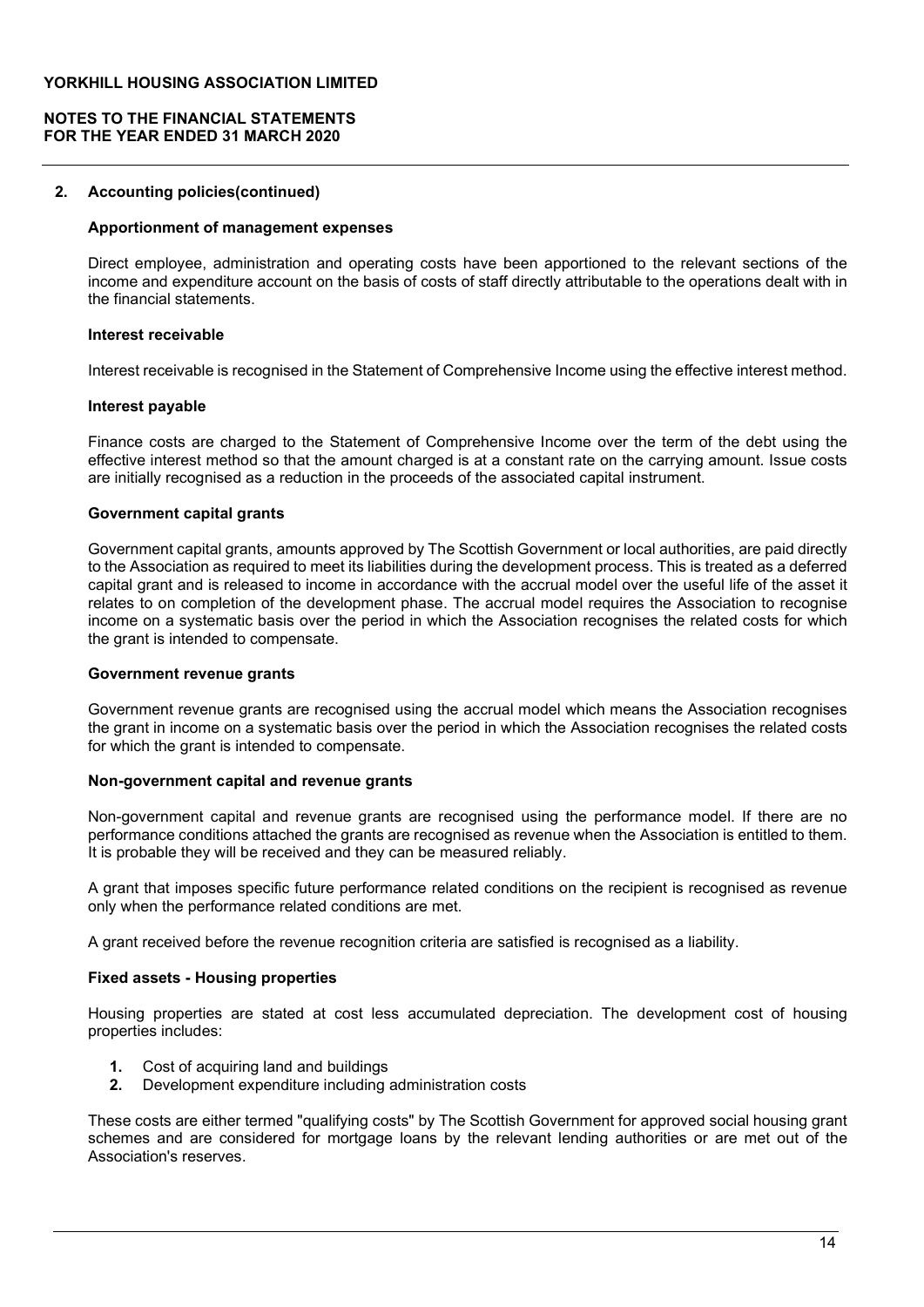**YORKHILL HOUSING ASSOCIATION LIMITED**

**NOTES TO THE FINANCIAL STATEMENTS**
**FOR THE YEAR ENDED 31 MARCH 2020**

## 2. Accounting policies(continued)

### Apportionment of management expenses

Direct employee, administration and operating costs have been apportioned to the relevant sections of the income and expenditure account on the basis of costs of staff directly attributable to the operations dealt with in the financial statements.

### Interest receivable

Interest receivable is recognised in the Statement of Comprehensive Income using the effective interest method.

### Interest payable

Finance costs are charged to the Statement of Comprehensive Income over the term of the debt using the effective interest method so that the amount charged is at a constant rate on the carrying amount. Issue costs are initially recognised as a reduction in the proceeds of the associated capital instrument.

### Government capital grants

Government capital grants, amounts approved by The Scottish Government or local authorities, are paid directly to the Association as required to meet its liabilities during the development process. This is treated as a deferred capital grant and is released to income in accordance with the accrual model over the useful life of the asset it relates to on completion of the development phase. The accrual model requires the Association to recognise income on a systematic basis over the period in which the Association recognises the related costs for which the grant is intended to compensate.

### Government revenue grants

Government revenue grants are recognised using the accrual model which means the Association recognises the grant in income on a systematic basis over the period in which the Association recognises the related costs for which the grant is intended to compensate.

### Non-government capital and revenue grants

Non-government capital and revenue grants are recognised using the performance model. If there are no performance conditions attached the grants are recognised as revenue when the Association is entitled to them. It is probable they will be received and they can be measured reliably.

A grant that imposes specific future performance related conditions on the recipient is recognised as revenue only when the performance related conditions are met.

A grant received before the revenue recognition criteria are satisfied is recognised as a liability.

### Fixed assets - Housing properties

Housing properties are stated at cost less accumulated depreciation. The development cost of housing properties includes:

1. Cost of acquiring land and buildings
2. Development expenditure including administration costs

These costs are either termed "qualifying costs" by The Scottish Government for approved social housing grant schemes and are considered for mortgage loans by the relevant lending authorities or are met out of the Association's reserves.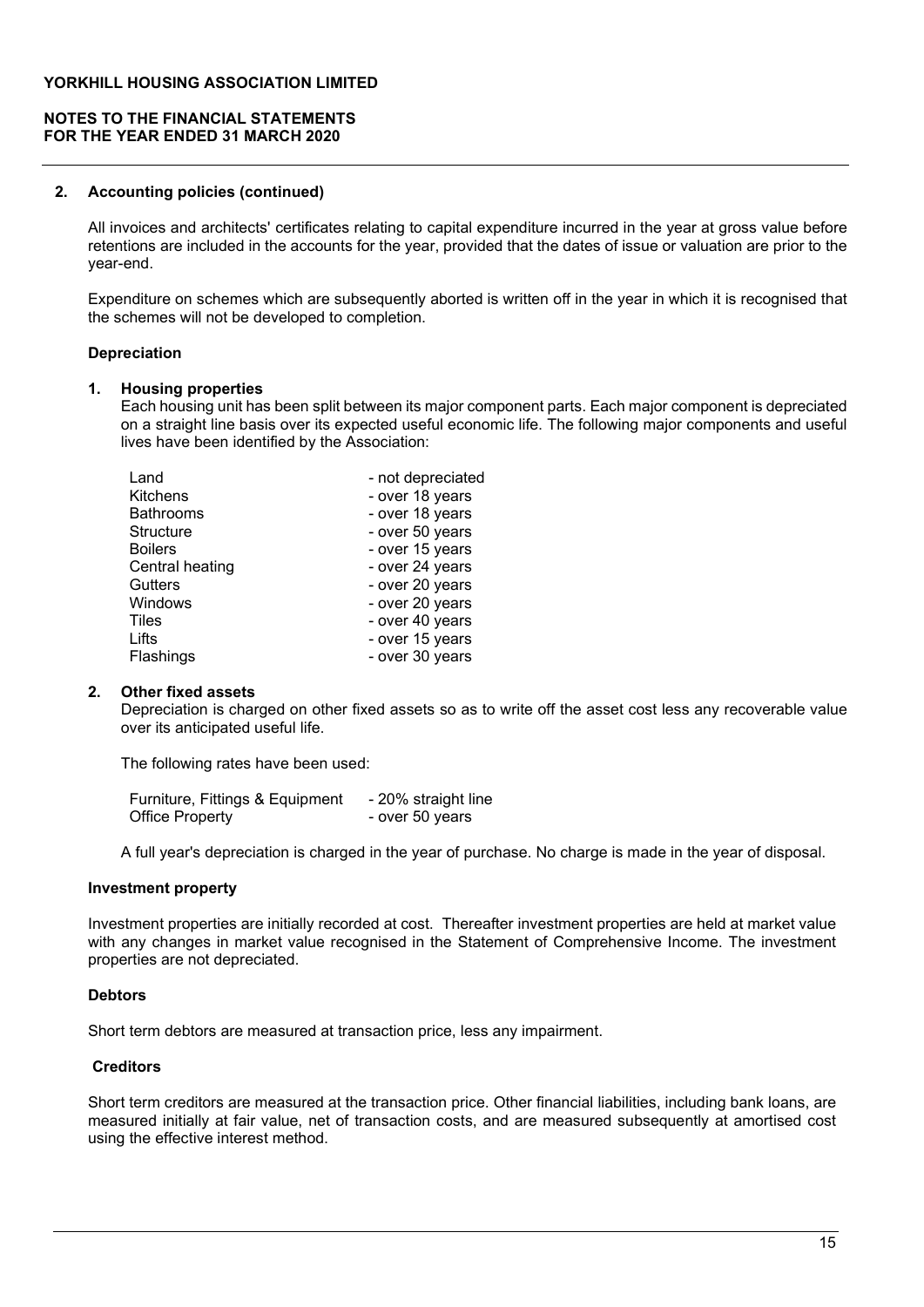## 2. Accounting policies (continued)

All invoices and architects' certificates relating to capital expenditure incurred in the year at gross value before retentions are included in the accounts for the year, provided that the dates of issue or valuation are prior to the year-end.

Expenditure on schemes which are subsequently aborted is written off in the year in which it is recognised that the schemes will not be developed to completion.

### Depreciation

**1. Housing properties**

Each housing unit has been split between its major component parts. Each major component is depreciated on a straight line basis over its expected useful economic life. The following major components and useful lives have been identified by the Association:

| | |
|---|---|
| Land | - not depreciated |
| Kitchens | - over 18 years |
| Bathrooms | - over 18 years |
| Structure | - over 50 years |
| Boilers | - over 15 years |
| Central heating | - over 24 years |
| Gutters | - over 20 years |
| Windows | - over 20 years |
| Tiles | - over 40 years |
| Lifts | - over 15 years |
| Flashings | - over 30 years |

**2. Other fixed assets**

Depreciation is charged on other fixed assets so as to write off the asset cost less any recoverable value over its anticipated useful life.

The following rates have been used:

| | |
|---|---|
| Furniture, Fittings & Equipment | - 20% straight line |
| Office Property | - over 50 years |

A full year's depreciation is charged in the year of purchase. No charge is made in the year of disposal.

### Investment property

Investment properties are initially recorded at cost. Thereafter investment properties are held at market value with any changes in market value recognised in the Statement of Comprehensive Income. The investment properties are not depreciated.

### Debtors

Short term debtors are measured at transaction price, less any impairment.

### Creditors

Short term creditors are measured at the transaction price. Other financial liabilities, including bank loans, are measured initially at fair value, net of transaction costs, and are measured subsequently at amortised cost using the effective interest method.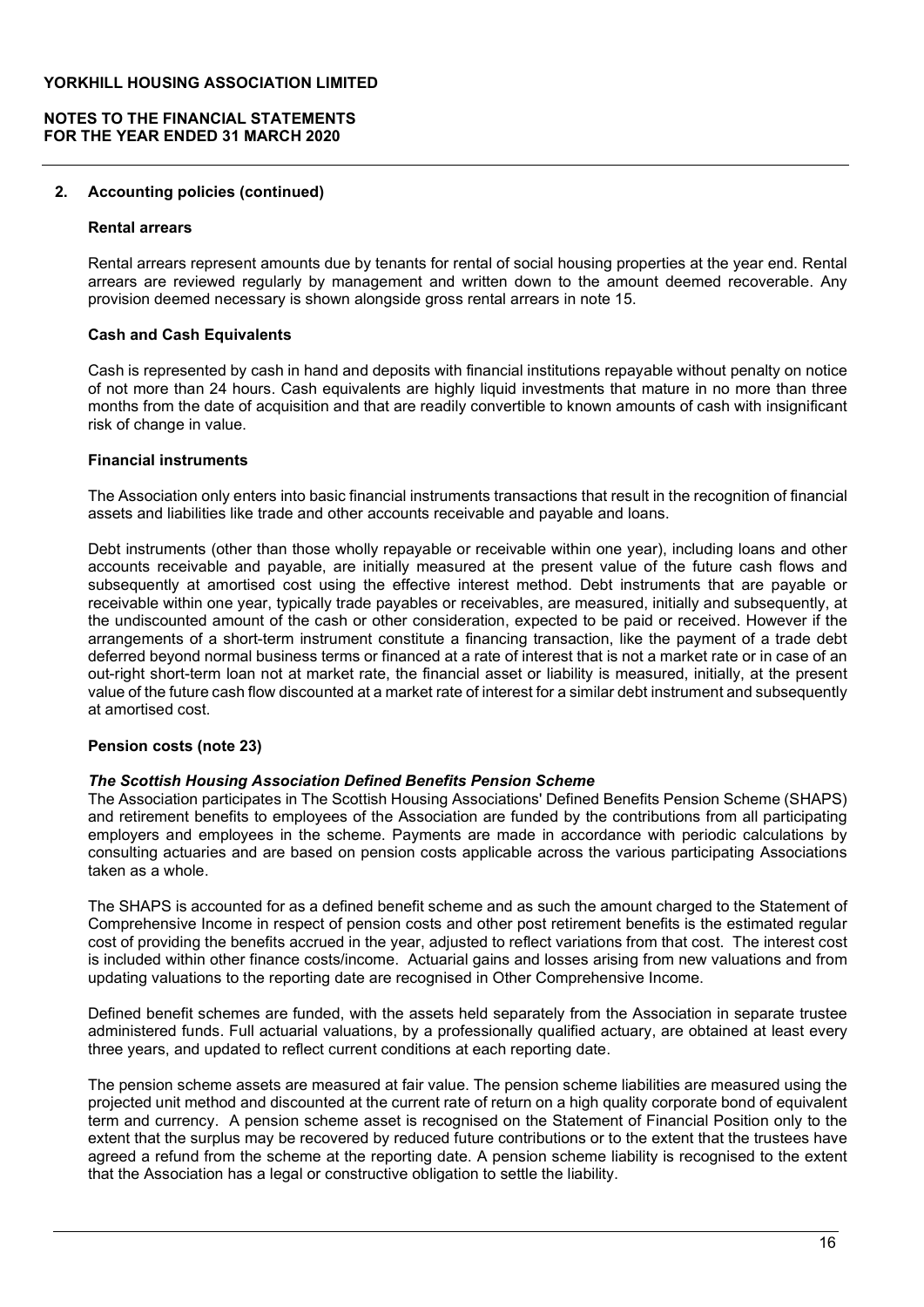## 2. Accounting policies (continued)

### Rental arrears

Rental arrears represent amounts due by tenants for rental of social housing properties at the year end. Rental arrears are reviewed regularly by management and written down to the amount deemed recoverable. Any provision deemed necessary is shown alongside gross rental arrears in note 15.

### Cash and Cash Equivalents

Cash is represented by cash in hand and deposits with financial institutions repayable without penalty on notice of not more than 24 hours. Cash equivalents are highly liquid investments that mature in no more than three months from the date of acquisition and that are readily convertible to known amounts of cash with insignificant risk of change in value.

### Financial instruments

The Association only enters into basic financial instruments transactions that result in the recognition of financial assets and liabilities like trade and other accounts receivable and payable and loans.

Debt instruments (other than those wholly repayable or receivable within one year), including loans and other accounts receivable and payable, are initially measured at the present value of the future cash flows and subsequently at amortised cost using the effective interest method. Debt instruments that are payable or receivable within one year, typically trade payables or receivables, are measured, initially and subsequently, at the undiscounted amount of the cash or other consideration, expected to be paid or received. However if the arrangements of a short-term instrument constitute a financing transaction, like the payment of a trade debt deferred beyond normal business terms or financed at a rate of interest that is not a market rate or in case of an out-right short-term loan not at market rate, the financial asset or liability is measured, initially, at the present value of the future cash flow discounted at a market rate of interest for a similar debt instrument and subsequently at amortised cost.

### Pension costs (note 23)

***The Scottish Housing Association Defined Benefits Pension Scheme***

The Association participates in The Scottish Housing Associations' Defined Benefits Pension Scheme (SHAPS) and retirement benefits to employees of the Association are funded by the contributions from all participating employers and employees in the scheme. Payments are made in accordance with periodic calculations by consulting actuaries and are based on pension costs applicable across the various participating Associations taken as a whole.

The SHAPS is accounted for as a defined benefit scheme and as such the amount charged to the Statement of Comprehensive Income in respect of pension costs and other post retirement benefits is the estimated regular cost of providing the benefits accrued in the year, adjusted to reflect variations from that cost. The interest cost is included within other finance costs/income. Actuarial gains and losses arising from new valuations and from updating valuations to the reporting date are recognised in Other Comprehensive Income.

Defined benefit schemes are funded, with the assets held separately from the Association in separate trustee administered funds. Full actuarial valuations, by a professionally qualified actuary, are obtained at least every three years, and updated to reflect current conditions at each reporting date.

The pension scheme assets are measured at fair value. The pension scheme liabilities are measured using the projected unit method and discounted at the current rate of return on a high quality corporate bond of equivalent term and currency. A pension scheme asset is recognised on the Statement of Financial Position only to the extent that the surplus may be recovered by reduced future contributions or to the extent that the trustees have agreed a refund from the scheme at the reporting date. A pension scheme liability is recognised to the extent that the Association has a legal or constructive obligation to settle the liability.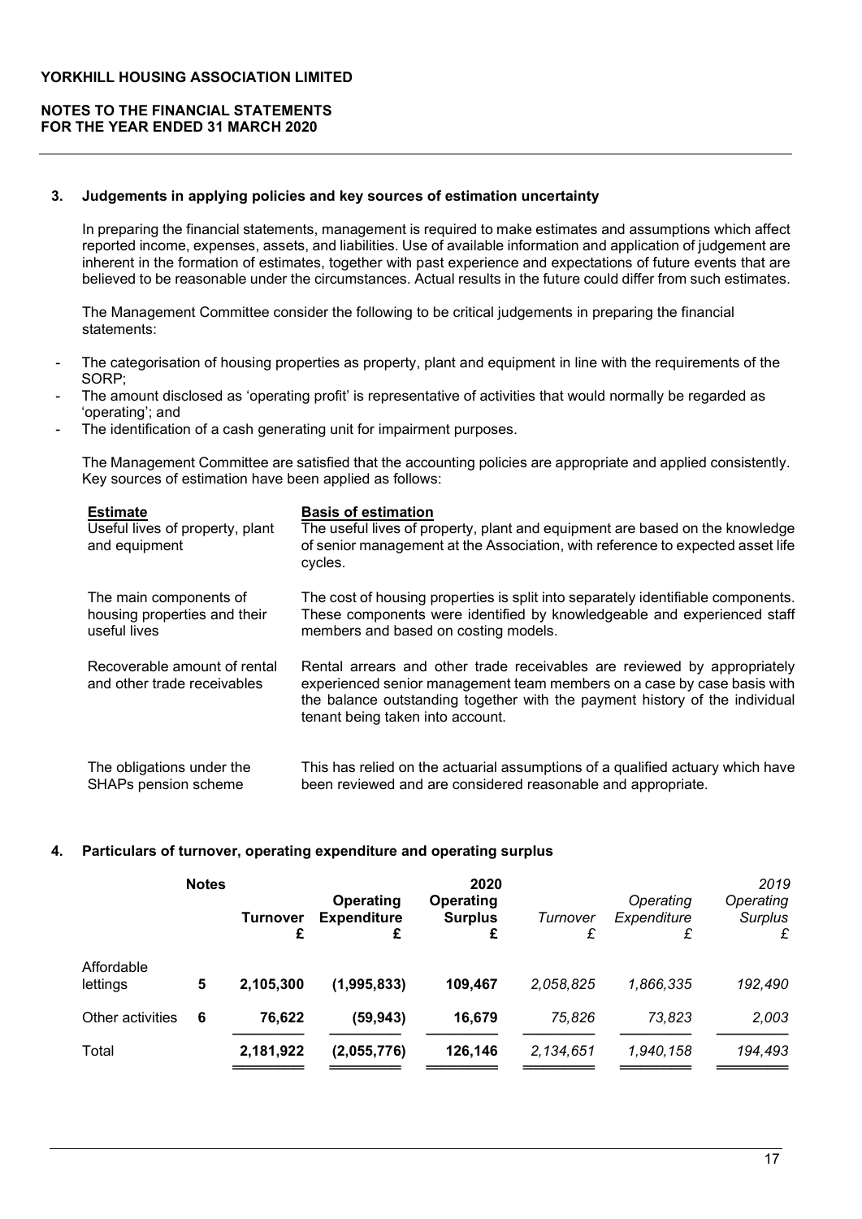**YORKHILL HOUSING ASSOCIATION LIMITED**

**NOTES TO THE FINANCIAL STATEMENTS**
**FOR THE YEAR ENDED 31 MARCH 2020**

## 3. Judgements in applying policies and key sources of estimation uncertainty

In preparing the financial statements, management is required to make estimates and assumptions which affect reported income, expenses, assets, and liabilities. Use of available information and application of judgement are inherent in the formation of estimates, together with past experience and expectations of future events that are believed to be reasonable under the circumstances. Actual results in the future could differ from such estimates.

The Management Committee consider the following to be critical judgements in preparing the financial statements:

- The categorisation of housing properties as property, plant and equipment in line with the requirements of the SORP;
- The amount disclosed as 'operating profit' is representative of activities that would normally be regarded as 'operating'; and
- The identification of a cash generating unit for impairment purposes.

The Management Committee are satisfied that the accounting policies are appropriate and applied consistently. Key sources of estimation have been applied as follows:

| **Estimate** | **Basis of estimation** |
|---|---|
| Useful lives of property, plant and equipment | The useful lives of property, plant and equipment are based on the knowledge of senior management at the Association, with reference to expected asset life cycles. |
| The main components of housing properties and their useful lives | The cost of housing properties is split into separately identifiable components. These components were identified by knowledgeable and experienced staff members and based on costing models. |
| Recoverable amount of rental and other trade receivables | Rental arrears and other trade receivables are reviewed by appropriately experienced senior management team members on a case by case basis with the balance outstanding together with the payment history of the individual tenant being taken into account. |
| The obligations under the SHAPs pension scheme | This has relied on the actuarial assumptions of a qualified actuary which have been reviewed and are considered reasonable and appropriate. |

## 4. Particulars of turnover, operating expenditure and operating surplus

| | **Notes** | **Turnover £** | **Operating Expenditure £** | **2020 Operating Surplus £** | *Turnover £* | *Operating Expenditure £* | *2019 Operating Surplus £* |
|---|---|---|---|---|---|---|---|
| Affordable lettings | 5 | **2,105,300** | **(1,995,833)** | **109,467** | *2,058,825* | *1,866,335* | *192,490* |
| Other activities | 6 | **76,622** | **(59,943)** | **16,679** | *75,826* | *73,823* | *2,003* |
| Total | | **2,181,922** | **(2,055,776)** | **126,146** | *2,134,651* | *1,940,158* | *194,493* |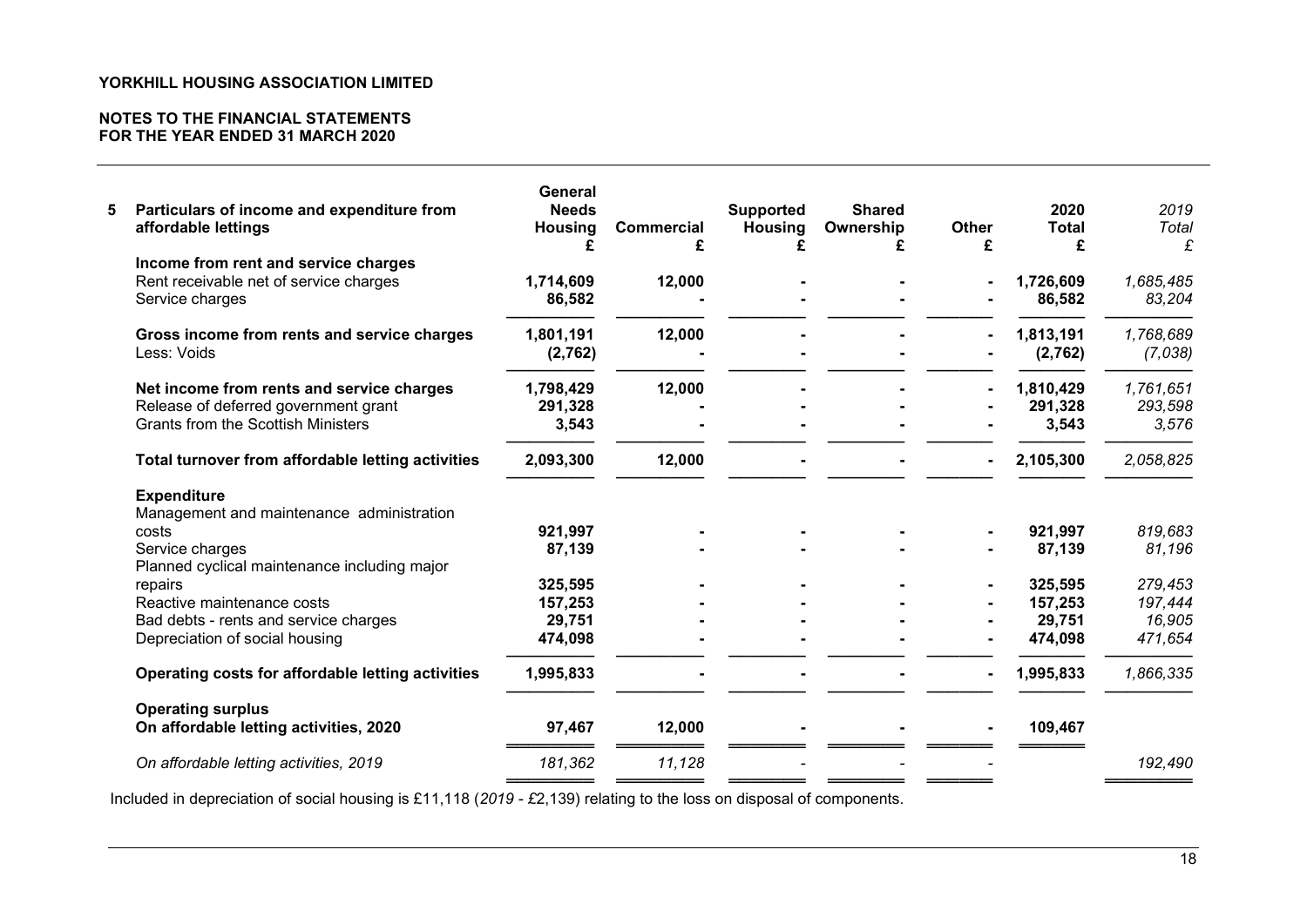## 5 Particulars of income and expenditure from affordable lettings

| | General Needs Housing £ | Commercial £ | Supported Housing £ | Shared Ownership £ | Other £ | 2020 Total £ | *2019 Total £* |
|---|---|---|---|---|---|---|---|
| **Income from rent and service charges** | | | | | | | |
| Rent receivable net of service charges | **1,714,609** | **12,000** | **-** | **-** | **-** | **1,726,609** | *1,685,485* |
| Service charges | **86,582** | **-** | **-** | **-** | **-** | **86,582** | *83,204* |
| **Gross income from rents and service charges** | **1,801,191** | **12,000** | **-** | **-** | **-** | **1,813,191** | *1,768,689* |
| Less: Voids | **(2,762)** | **-** | **-** | **-** | **-** | **(2,762)** | *(7,038)* |
| **Net income from rents and service charges** | **1,798,429** | **12,000** | **-** | **-** | **-** | **1,810,429** | *1,761,651* |
| Release of deferred government grant | **291,328** | **-** | **-** | **-** | **-** | **291,328** | *293,598* |
| Grants from the Scottish Ministers | **3,543** | **-** | **-** | **-** | **-** | **3,543** | *3,576* |
| **Total turnover from affordable letting activities** | **2,093,300** | **12,000** | **-** | **-** | **-** | **2,105,300** | *2,058,825* |
| **Expenditure** | | | | | | | |
| Management and maintenance administration costs | **921,997** | **-** | **-** | **-** | **-** | **921,997** | *819,683* |
| Service charges | **87,139** | **-** | **-** | **-** | **-** | **87,139** | *81,196* |
| Planned cyclical maintenance including major repairs | **325,595** | **-** | **-** | **-** | **-** | **325,595** | *279,453* |
| Reactive maintenance costs | **157,253** | **-** | **-** | **-** | **-** | **157,253** | *197,444* |
| Bad debts - rents and service charges | **29,751** | **-** | **-** | **-** | **-** | **29,751** | *16,905* |
| Depreciation of social housing | **474,098** | **-** | **-** | **-** | **-** | **474,098** | *471,654* |
| **Operating costs for affordable letting activities** | **1,995,833** | **-** | **-** | **-** | **-** | **1,995,833** | *1,866,335* |
| **Operating surplus** | | | | | | | |
| **On affordable letting activities, 2020** | **97,467** | **12,000** | **-** | **-** | **-** | **109,467** | |
| *On affordable letting activities, 2019* | *181,362* | *11,128* | *-* | *-* | *-* | | *192,490* |

Included in depreciation of social housing is £11,118 (*2019* - £2,139) relating to the loss on disposal of components.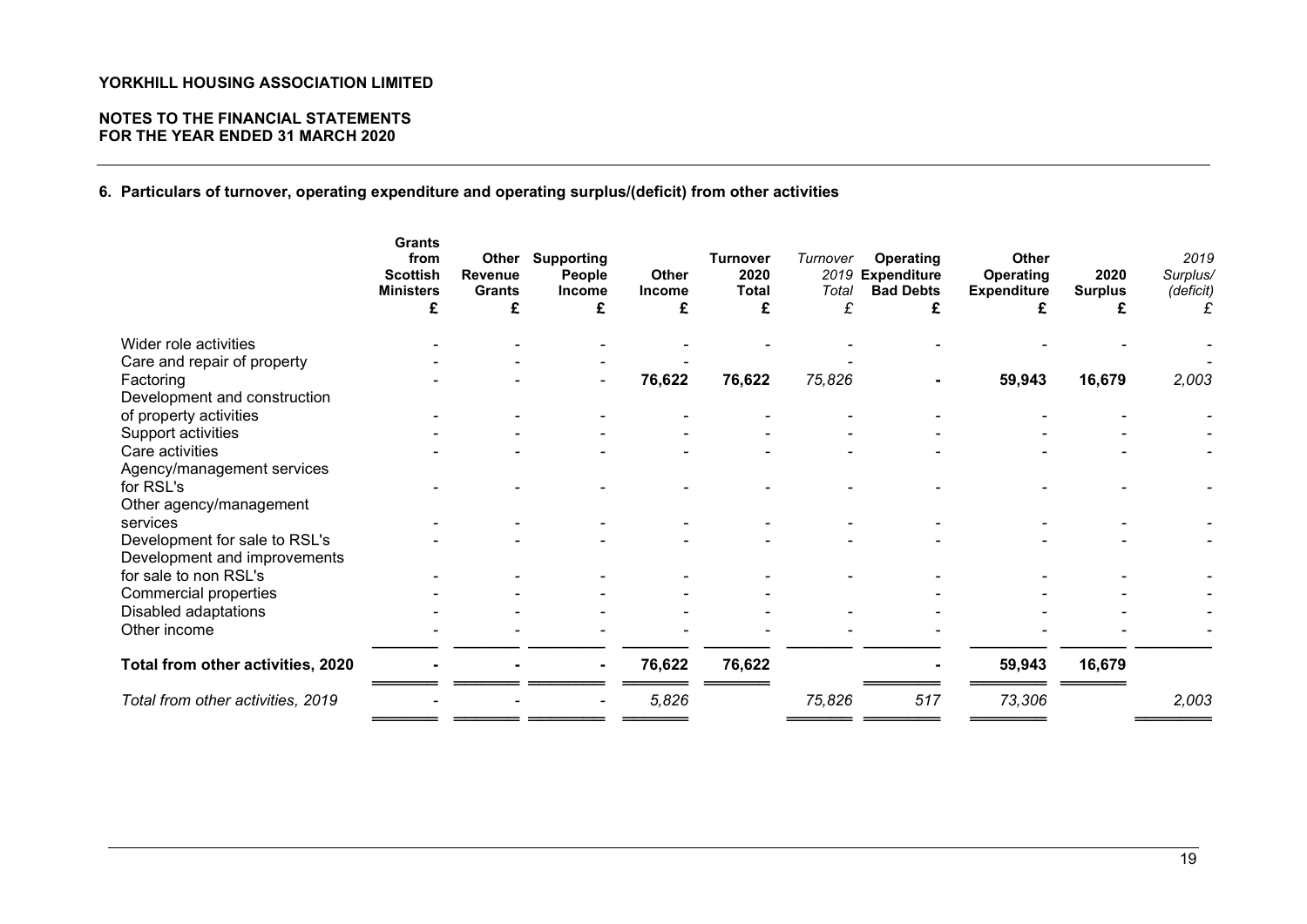**YORKHILL HOUSING ASSOCIATION LIMITED**

**NOTES TO THE FINANCIAL STATEMENTS**
**FOR THE YEAR ENDED 31 MARCH 2020**

**6. Particulars of turnover, operating expenditure and operating surplus/(deficit) from other activities**

| | **Grants from Scottish Ministers** £ | **Other Revenue Grants** £ | **Supporting People Income** £ | **Other Income** £ | **Turnover 2020 Total** £ | *Turnover 2019 Total* £ | **Operating Expenditure Bad Debts** £ | **Other Operating Expenditure** £ | **2020 Surplus** £ | *2019 Surplus/ (deficit)* £ |
|---|---|---|---|---|---|---|---|---|---|---|
| Wider role activities | - | - | - | - | - | - | - | - | - | - |
| Care and repair of property | - | - | - | - | - | - | | | | - |
| Factoring | - | - | - | **76,622** | **76,622** | 75,826 | **-** | **59,943** | **16,679** | 2,003 |
| Development and construction of property activities | - | - | - | - | - | - | - | - | - | - |
| Support activities | - | - | - | - | - | - | - | - | - | - |
| Care activities | - | - | - | - | - | - | - | - | - | - |
| Agency/management services for RSL's | - | - | - | - | - | - | - | - | - | - |
| Other agency/management services | - | - | - | - | - | - | - | - | - | - |
| Development for sale to RSL's | - | - | - | - | - | - | - | - | - | - |
| Development and improvements for sale to non RSL's | - | - | - | - | - | - | - | - | - | - |
| Commercial properties | - | - | - | - | - | | - | - | - | - |
| Disabled adaptations | - | - | - | - | - | - | - | - | - | - |
| Other income | - | - | - | - | - | - | - | - | - | - |
| **Total from other activities, 2020** | **-** | **-** | **-** | **76,622** | **76,622** | | **-** | **59,943** | **16,679** | |
| *Total from other activities, 2019* | - | - | - | *5,826* | | *75,826* | *517* | *73,306* | | *2,003* |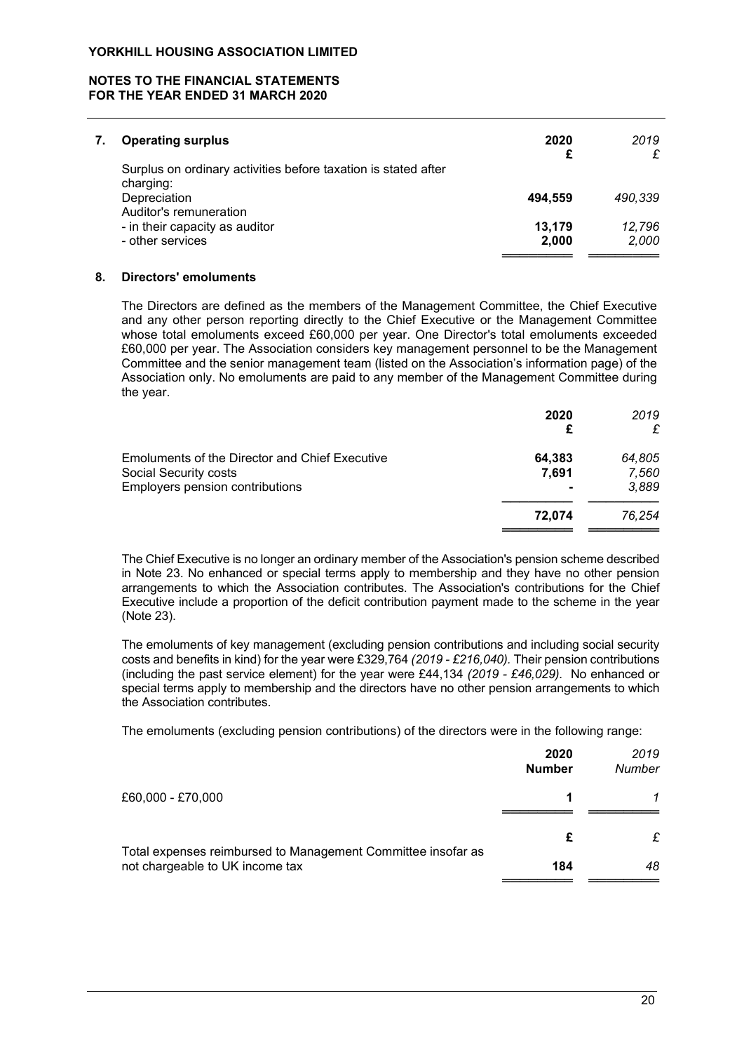**YORKHILL HOUSING ASSOCIATION LIMITED**

**NOTES TO THE FINANCIAL STATEMENTS**
**FOR THE YEAR ENDED 31 MARCH 2020**

## 7. Operating surplus

| | 2020 £ | *2019 £* |
|---|---|---|
| Surplus on ordinary activities before taxation is stated after charging: | | |
| Depreciation | **494,559** | *490,339* |
| Auditor's remuneration | | |
| - in their capacity as auditor | **13,179** | *12,796* |
| - other services | **2,000** | *2,000* |

## 8. Directors' emoluments

The Directors are defined as the members of the Management Committee, the Chief Executive and any other person reporting directly to the Chief Executive or the Management Committee whose total emoluments exceed £60,000 per year. One Director's total emoluments exceeded £60,000 per year. The Association considers key management personnel to be the Management Committee and the senior management team (listed on the Association's information page) of the Association only. No emoluments are paid to any member of the Management Committee during the year.

| | 2020 £ | *2019 £* |
|---|---|---|
| Emoluments of the Director and Chief Executive | **64,383** | *64,805* |
| Social Security costs | **7,691** | *7,560* |
| Employers pension contributions | **-** | *3,889* |
| | **72,074** | *76,254* |

The Chief Executive is no longer an ordinary member of the Association's pension scheme described in Note 23. No enhanced or special terms apply to membership and they have no other pension arrangements to which the Association contributes. The Association's contributions for the Chief Executive include a proportion of the deficit contribution payment made to the scheme in the year (Note 23).

The emoluments of key management (excluding pension contributions and including social security costs and benefits in kind) for the year were £329,764 *(2019 - £216,040).* Their pension contributions (including the past service element) for the year were £44,134 *(2019 - £46,029).* No enhanced or special terms apply to membership and the directors have no other pension arrangements to which the Association contributes.

The emoluments (excluding pension contributions) of the directors were in the following range:

| | 2020 Number | *2019 Number* |
|---|---|---|
| £60,000 - £70,000 | **1** | *1* |

| | £ | *£* |
|---|---|---|
| Total expenses reimbursed to Management Committee insofar as not chargeable to UK income tax | **184** | *48* |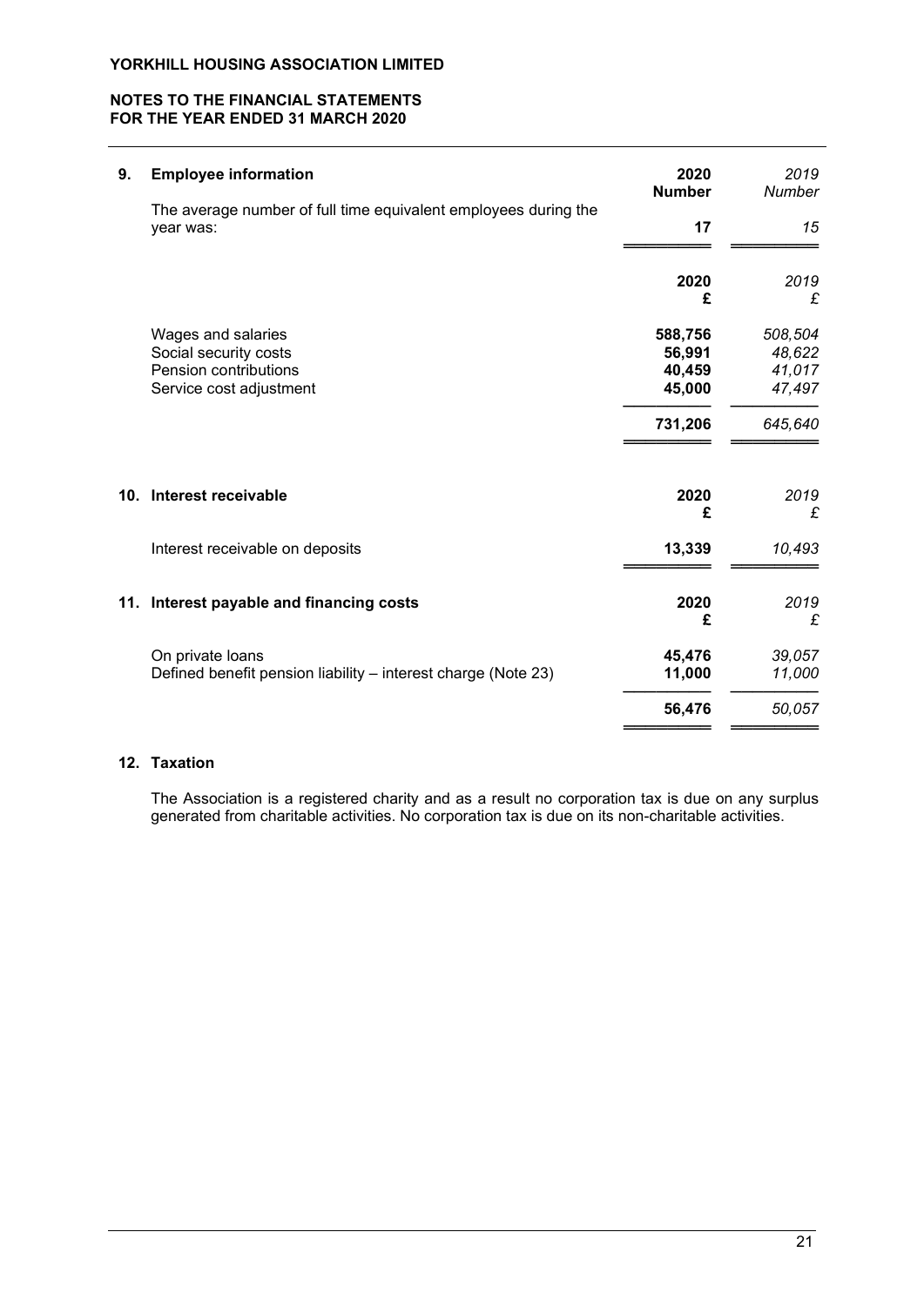**YORKHILL HOUSING ASSOCIATION LIMITED**

**NOTES TO THE FINANCIAL STATEMENTS**
**FOR THE YEAR ENDED 31 MARCH 2020**

## 9. Employee information

| | 2020 Number | 2019 Number |
|---|---|---|
| The average number of full time equivalent employees during the year was: | **17** | *15* |

| | 2020 £ | 2019 £ |
|---|---|---|
| Wages and salaries | **588,756** | *508,504* |
| Social security costs | **56,991** | *48,622* |
| Pension contributions | **40,459** | *41,017* |
| Service cost adjustment | **45,000** | *47,497* |
| | **731,206** | *645,640* |

## 10. Interest receivable

| | 2020 £ | 2019 £ |
|---|---|---|
| Interest receivable on deposits | **13,339** | *10,493* |

## 11. Interest payable and financing costs

| | 2020 £ | 2019 £ |
|---|---|---|
| On private loans | **45,476** | *39,057* |
| Defined benefit pension liability – interest charge (Note 23) | **11,000** | *11,000* |
| | **56,476** | *50,057* |

## 12. Taxation

The Association is a registered charity and as a result no corporation tax is due on any surplus generated from charitable activities. No corporation tax is due on its non-charitable activities.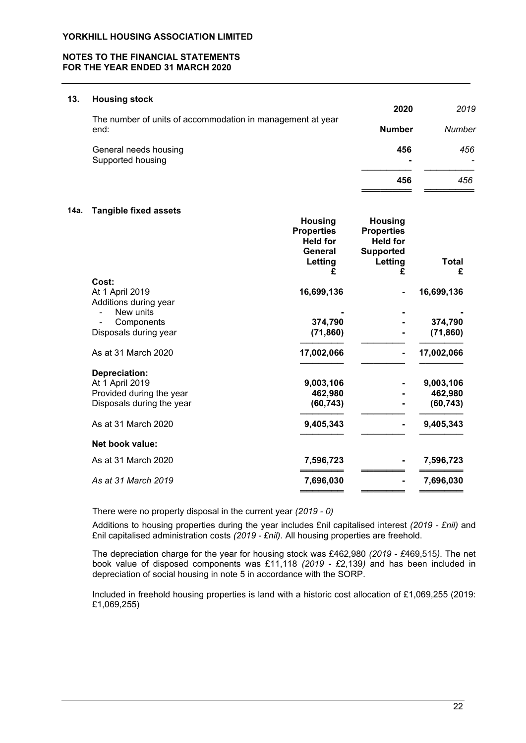**YORKHILL HOUSING ASSOCIATION LIMITED**

**NOTES TO THE FINANCIAL STATEMENTS**
**FOR THE YEAR ENDED 31 MARCH 2020**

## 13. Housing stock

| The number of units of accommodation in management at year end: | **2020** **Number** | *2019* *Number* |
|---|---|---|
| General needs housing | **456** | *456* |
| Supported housing | **-** | *-* |
| | **456** | *456* |

## 14a. Tangible fixed assets

| | **Housing Properties Held for General Letting £** | **Housing Properties Held for Supported Letting £** | **Total £** |
|---|---|---|---|
| **Cost:** | | | |
| At 1 April 2019 | **16,699,136** | **-** | **16,699,136** |
| Additions during year | | | |
| - New units | **-** | **-** | **-** |
| - Components | **374,790** | **-** | **374,790** |
| Disposals during year | **(71,860)** | **-** | **(71,860)** |
| As at 31 March 2020 | **17,002,066** | **-** | **17,002,066** |
| **Depreciation:** | | | |
| At 1 April 2019 | **9,003,106** | **-** | **9,003,106** |
| Provided during the year | **462,980** | **-** | **462,980** |
| Disposals during the year | **(60,743)** | **-** | **(60,743)** |
| As at 31 March 2020 | **9,405,343** | **-** | **9,405,343** |
| **Net book value:** | | | |
| As at 31 March 2020 | **7,596,723** | **-** | **7,596,723** |
| *As at 31 March 2019* | **7,696,030** | **-** | **7,696,030** |

There were no property disposal in the current year *(2019 - 0)*

Additions to housing properties during the year includes £nil capitalised interest *(2019 - £nil)* and £nil capitalised administration costs *(2019 - £nil)*. All housing properties are freehold.

The depreciation charge for the year for housing stock was £462,980 *(2019 - £469,515)*. The net book value of disposed components was £11,118 *(2019 - £2,139)* and has been included in depreciation of social housing in note 5 in accordance with the SORP.

Included in freehold housing properties is land with a historic cost allocation of £1,069,255 (2019: £1,069,255)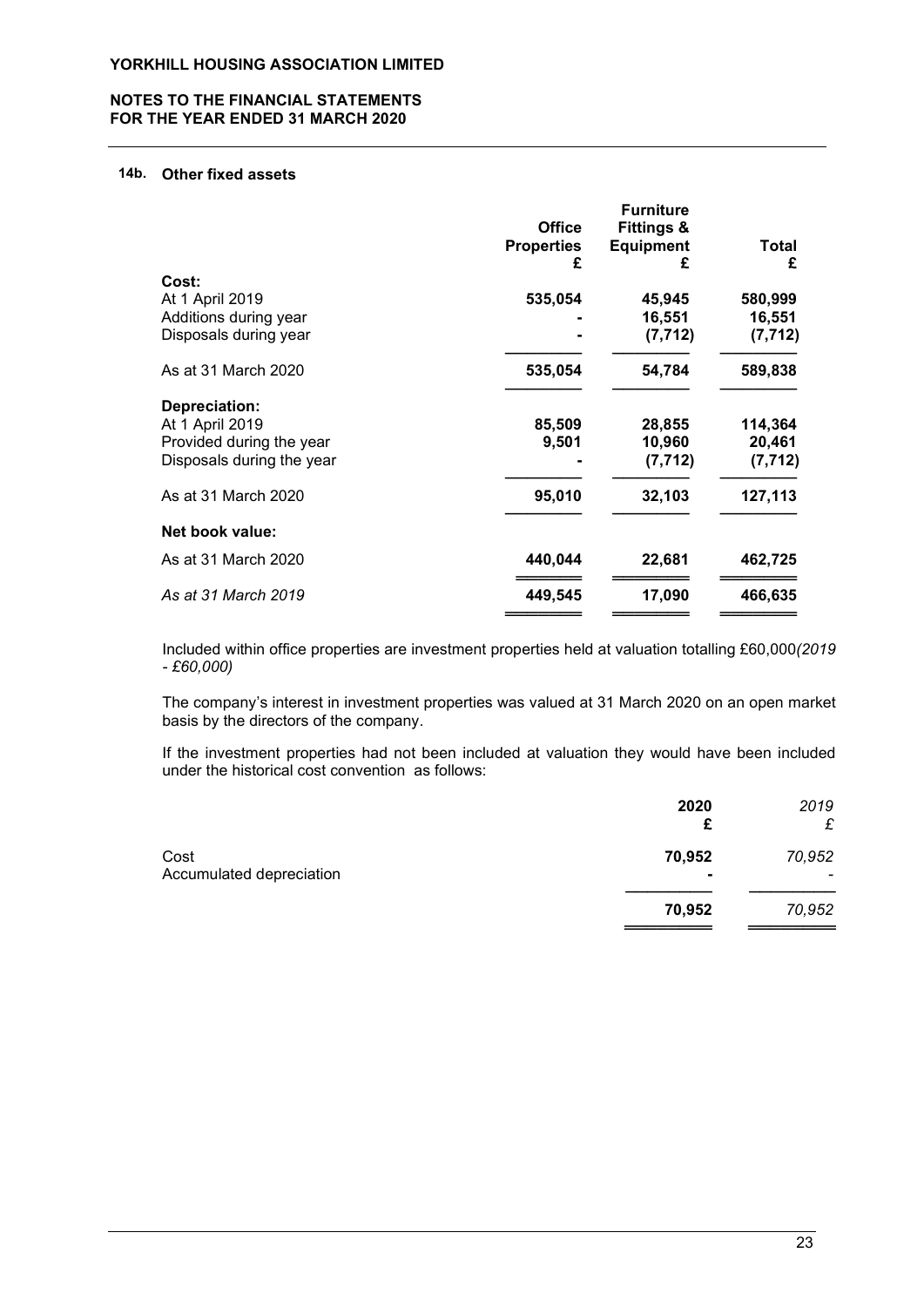# YORKHILL HOUSING ASSOCIATION LIMITED

## NOTES TO THE FINANCIAL STATEMENTS FOR THE YEAR ENDED 31 MARCH 2020

### 14b. Other fixed assets

| | Office Properties £ | Furniture Fittings & Equipment £ | Total £ |
|---|---|---|---|
| **Cost:** | | | |
| At 1 April 2019 | **535,054** | **45,945** | **580,999** |
| Additions during year | **-** | **16,551** | **16,551** |
| Disposals during year | **-** | **(7,712)** | **(7,712)** |
| As at 31 March 2020 | **535,054** | **54,784** | **589,838** |
| **Depreciation:** | | | |
| At 1 April 2019 | **85,509** | **28,855** | **114,364** |
| Provided during the year | **9,501** | **10,960** | **20,461** |
| Disposals during the year | **-** | **(7,712)** | **(7,712)** |
| As at 31 March 2020 | **95,010** | **32,103** | **127,113** |
| **Net book value:** | | | |
| As at 31 March 2020 | **440,044** | **22,681** | **462,725** |
| *As at 31 March 2019* | **449,545** | **17,090** | **466,635** |

Included within office properties are investment properties held at valuation totalling £60,000*(2019 - £60,000)*

The company's interest in investment properties was valued at 31 March 2020 on an open market basis by the directors of the company.

If the investment properties had not been included at valuation they would have been included under the historical cost convention as follows:

| | 2020 £ | *2019 £* |
|---|---|---|
| Cost | **70,952** | *70,952* |
| Accumulated depreciation | **-** | *-* |
| | **70,952** | *70,952* |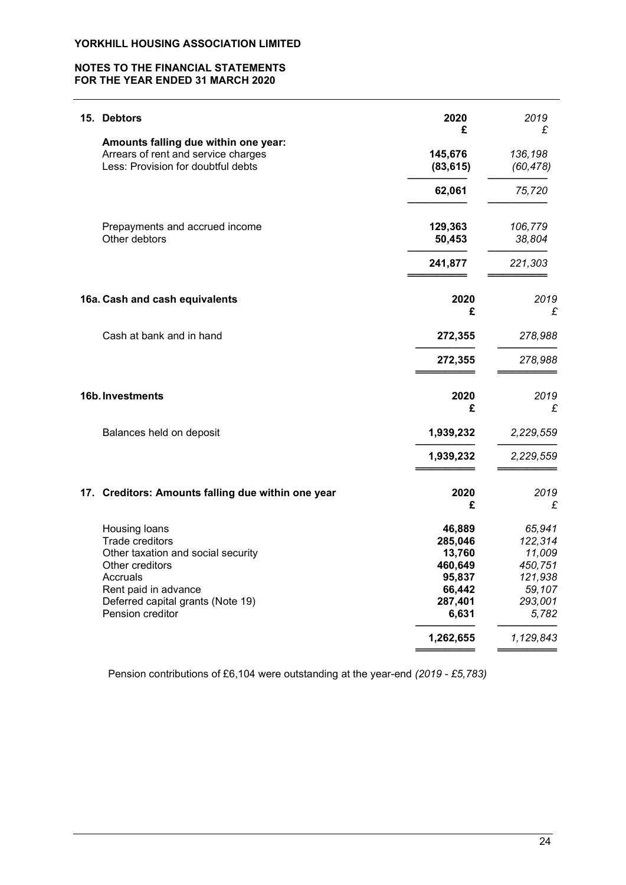# 15. Debtors

| | 2020 £ | *2019 £* |
|---|---|---|
| **Amounts falling due within one year:** | | |
| Arrears of rent and service charges | **145,676** | *136,198* |
| Less: Provision for doubtful debts | **(83,615)** | *(60,478)* |
| | **62,061** | *75,720* |
| Prepayments and accrued income | **129,363** | *106,779* |
| Other debtors | **50,453** | *38,804* |
| | **241,877** | *221,303* |

# 16a. Cash and cash equivalents

| | 2020 £ | *2019 £* |
|---|---|---|
| Cash at bank and in hand | **272,355** | *278,988* |
| | **272,355** | *278,988* |

# 16b. Investments

| | 2020 £ | *2019 £* |
|---|---|---|
| Balances held on deposit | **1,939,232** | *2,229,559* |
| | **1,939,232** | *2,229,559* |

# 17. Creditors: Amounts falling due within one year

| | 2020 £ | *2019 £* |
|---|---|---|
| Housing loans | **46,889** | *65,941* |
| Trade creditors | **285,046** | *122,314* |
| Other taxation and social security | **13,760** | *11,009* |
| Other creditors | **460,649** | *450,751* |
| Accruals | **95,837** | *121,938* |
| Rent paid in advance | **66,442** | *59,107* |
| Deferred capital grants (Note 19) | **287,401** | *293,001* |
| Pension creditor | **6,631** | *5,782* |
| | **1,262,655** | *1,129,843* |

Pension contributions of £6,104 were outstanding at the year-end *(2019 - £5,783)*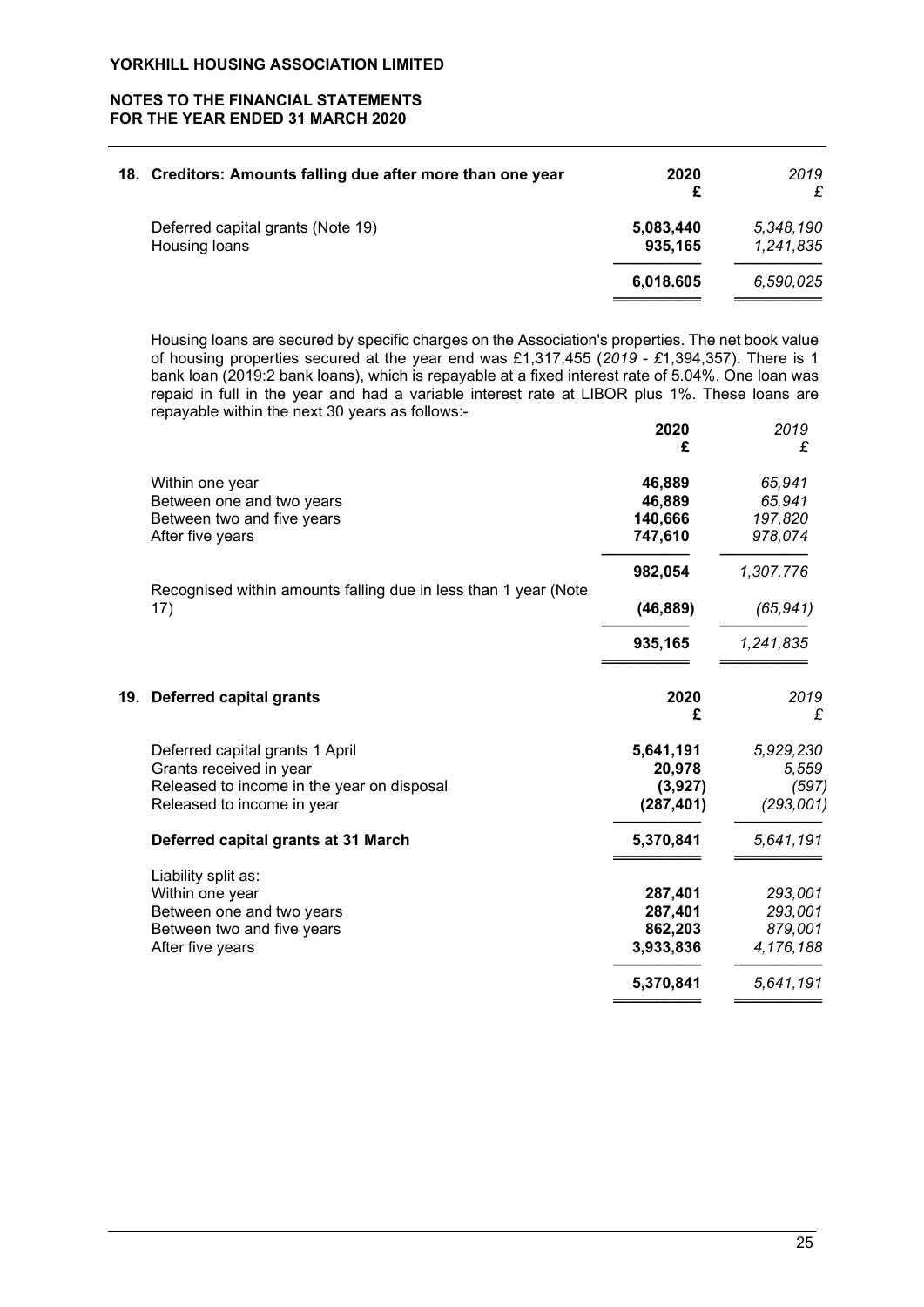## 18. Creditors: Amounts falling due after more than one year

| | 2020 £ | *2019 £* |
|---|---|---|
| Deferred capital grants (Note 19) | **5,083,440** | *5,348,190* |
| Housing loans | **935,165** | *1,241,835* |
| | **6,018.605** | *6,590,025* |

Housing loans are secured by specific charges on the Association's properties. The net book value of housing properties secured at the year end was £1,317,455 (*2019* - £1,394,357). There is 1 bank loan (2019:2 bank loans), which is repayable at a fixed interest rate of 5.04%. One loan was repaid in full in the year and had a variable interest rate at LIBOR plus 1%. These loans are repayable within the next 30 years as follows:-

| | 2020 £ | *2019 £* |
|---|---|---|
| Within one year | **46,889** | *65,941* |
| Between one and two years | **46,889** | *65,941* |
| Between two and five years | **140,666** | *197,820* |
| After five years | **747,610** | *978,074* |
| | **982,054** | *1,307,776* |
| Recognised within amounts falling due in less than 1 year (Note 17) | **(46,889)** | *(65,941)* |
| | **935,165** | *1,241,835* |

## 19. Deferred capital grants

| | 2020 £ | *2019 £* |
|---|---|---|
| Deferred capital grants 1 April | **5,641,191** | *5,929,230* |
| Grants received in year | **20,978** | *5,559* |
| Released to income in the year on disposal | **(3,927)** | *(597)* |
| Released to income in year | **(287,401)** | *(293,001)* |
| **Deferred capital grants at 31 March** | **5,370,841** | *5,641,191* |
| Liability split as: | | |
| Within one year | **287,401** | *293,001* |
| Between one and two years | **287,401** | *293,001* |
| Between two and five years | **862,203** | *879,001* |
| After five years | **3,933,836** | *4,176,188* |
| | **5,370,841** | *5,641,191* |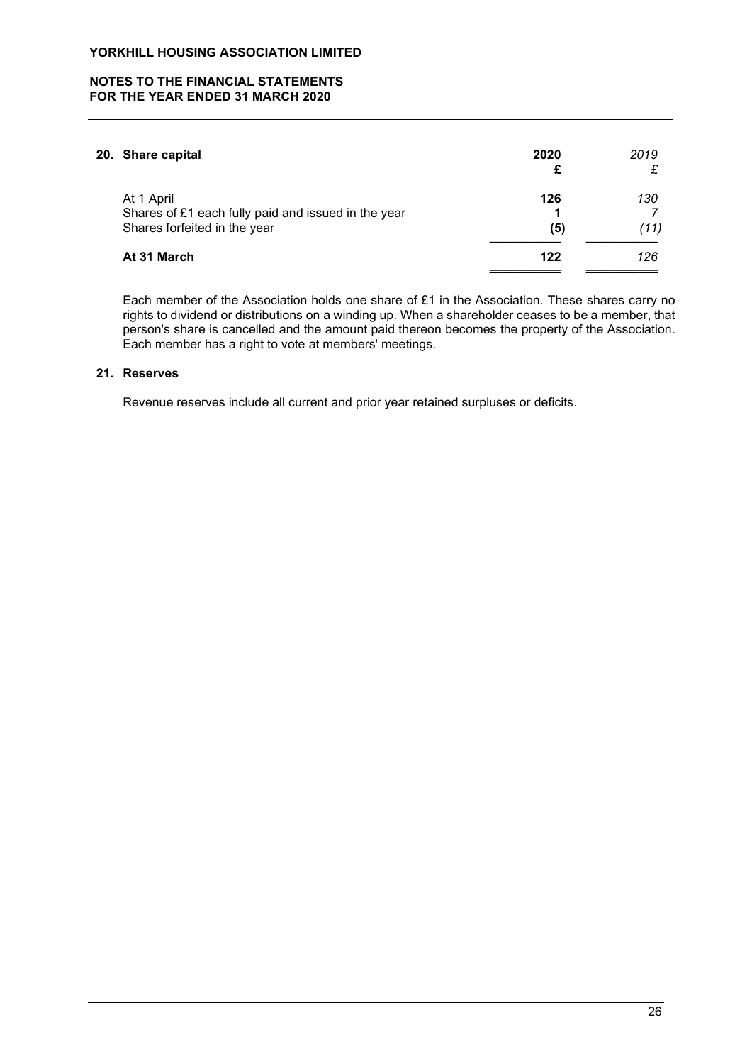## 20. Share capital

| | 2020 £ | *2019 £* |
|---|---|---|
| At 1 April | **126** | *130* |
| Shares of £1 each fully paid and issued in the year | **1** | *7* |
| Shares forfeited in the year | **(5)** | *(11)* |
| **At 31 March** | **122** | *126* |

Each member of the Association holds one share of £1 in the Association. These shares carry no rights to dividend or distributions on a winding up. When a shareholder ceases to be a member, that person's share is cancelled and the amount paid thereon becomes the property of the Association. Each member has a right to vote at members' meetings.

## 21. Reserves

Revenue reserves include all current and prior year retained surpluses or deficits.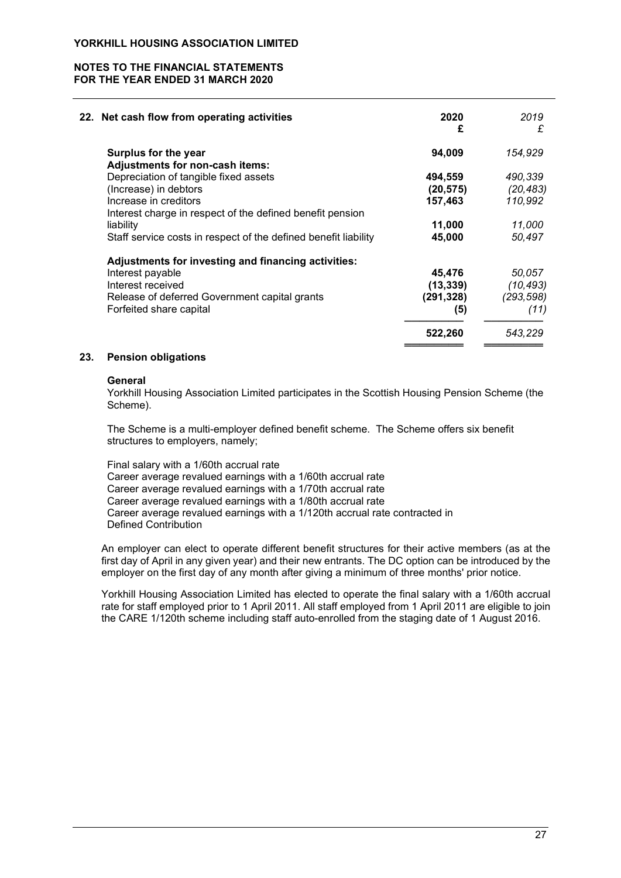| 22. Net cash flow from operating activities | 2020 £ | *2019 £* |
|---|---|---|
| **Surplus for the year** | **94,009** | *154,929* |
| **Adjustments for non-cash items:** | | |
| Depreciation of tangible fixed assets | **494,559** | *490,339* |
| (Increase) in debtors | **(20,575)** | *(20,483)* |
| Increase in creditors | **157,463** | *110,992* |
| Interest charge in respect of the defined benefit pension liability | **11,000** | *11,000* |
| Staff service costs in respect of the defined benefit liability | **45,000** | *50,497* |
| **Adjustments for investing and financing activities:** | | |
| Interest payable | **45,476** | *50,057* |
| Interest received | **(13,339)** | *(10,493)* |
| Release of deferred Government capital grants | **(291,328)** | *(293,598)* |
| Forfeited share capital | **(5)** | *(11)* |
| | **522,260** | *543,229* |

## 23. Pension obligations

**General**

Yorkhill Housing Association Limited participates in the Scottish Housing Pension Scheme (the Scheme).

The Scheme is a multi-employer defined benefit scheme. The Scheme offers six benefit structures to employers, namely;

Final salary with a 1/60th accrual rate
Career average revalued earnings with a 1/60th accrual rate
Career average revalued earnings with a 1/70th accrual rate
Career average revalued earnings with a 1/80th accrual rate
Career average revalued earnings with a 1/120th accrual rate contracted in
Defined Contribution

An employer can elect to operate different benefit structures for their active members (as at the first day of April in any given year) and their new entrants. The DC option can be introduced by the employer on the first day of any month after giving a minimum of three months' prior notice.

Yorkhill Housing Association Limited has elected to operate the final salary with a 1/60th accrual rate for staff employed prior to 1 April 2011. All staff employed from 1 April 2011 are eligible to join the CARE 1/120th scheme including staff auto-enrolled from the staging date of 1 August 2016.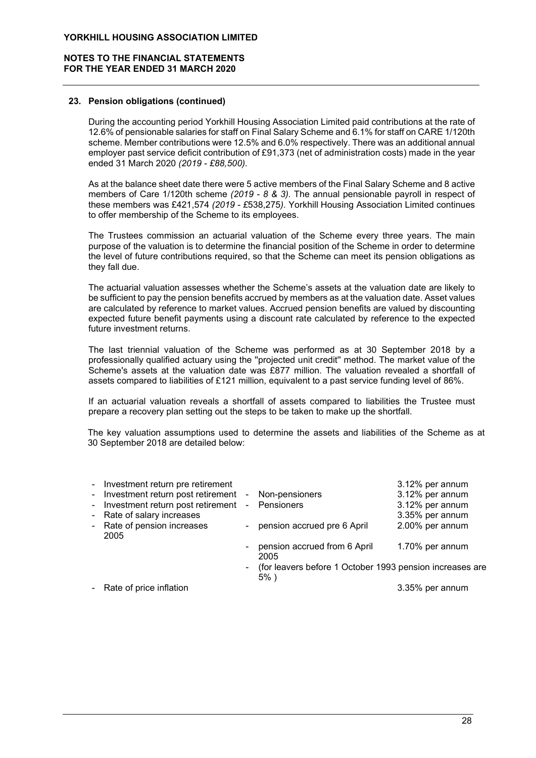### 23. Pension obligations (continued)

During the accounting period Yorkhill Housing Association Limited paid contributions at the rate of 12.6% of pensionable salaries for staff on Final Salary Scheme and 6.1% for staff on CARE 1/120th scheme. Member contributions were 12.5% and 6.0% respectively. There was an additional annual employer past service deficit contribution of £91,373 (net of administration costs) made in the year ended 31 March 2020 *(2019 - £88,500).*

As at the balance sheet date there were 5 active members of the Final Salary Scheme and 8 active members of Care 1/120th scheme *(2019 - 8 & 3).* The annual pensionable payroll in respect of these members was £421,574 *(2019 - £538,275).* Yorkhill Housing Association Limited continues to offer membership of the Scheme to its employees.

The Trustees commission an actuarial valuation of the Scheme every three years. The main purpose of the valuation is to determine the financial position of the Scheme in order to determine the level of future contributions required, so that the Scheme can meet its pension obligations as they fall due.

The actuarial valuation assesses whether the Scheme's assets at the valuation date are likely to be sufficient to pay the pension benefits accrued by members as at the valuation date. Asset values are calculated by reference to market values. Accrued pension benefits are valued by discounting expected future benefit payments using a discount rate calculated by reference to the expected future investment returns.

The last triennial valuation of the Scheme was performed as at 30 September 2018 by a professionally qualified actuary using the "projected unit credit" method. The market value of the Scheme's assets at the valuation date was £877 million. The valuation revealed a shortfall of assets compared to liabilities of £121 million, equivalent to a past service funding level of 86%.

If an actuarial valuation reveals a shortfall of assets compared to liabilities the Trustee must prepare a recovery plan setting out the steps to be taken to make up the shortfall.

The key valuation assumptions used to determine the assets and liabilities of the Scheme as at 30 September 2018 are detailed below:

| | | |
|---|---|---|
| - Investment return pre retirement | | 3.12% per annum |
| - Investment return post retirement | - Non-pensioners | 3.12% per annum |
| - Investment return post retirement | - Pensioners | 3.12% per annum |
| - Rate of salary increases | | 3.35% per annum |
| - Rate of pension increases | - pension accrued pre 6 April 2005 | 2.00% per annum |
| | - pension accrued from 6 April 2005 | 1.70% per annum |
| | - (for leavers before 1 October 1993 pension increases are 5% ) | |
| - Rate of price inflation | | 3.35% per annum |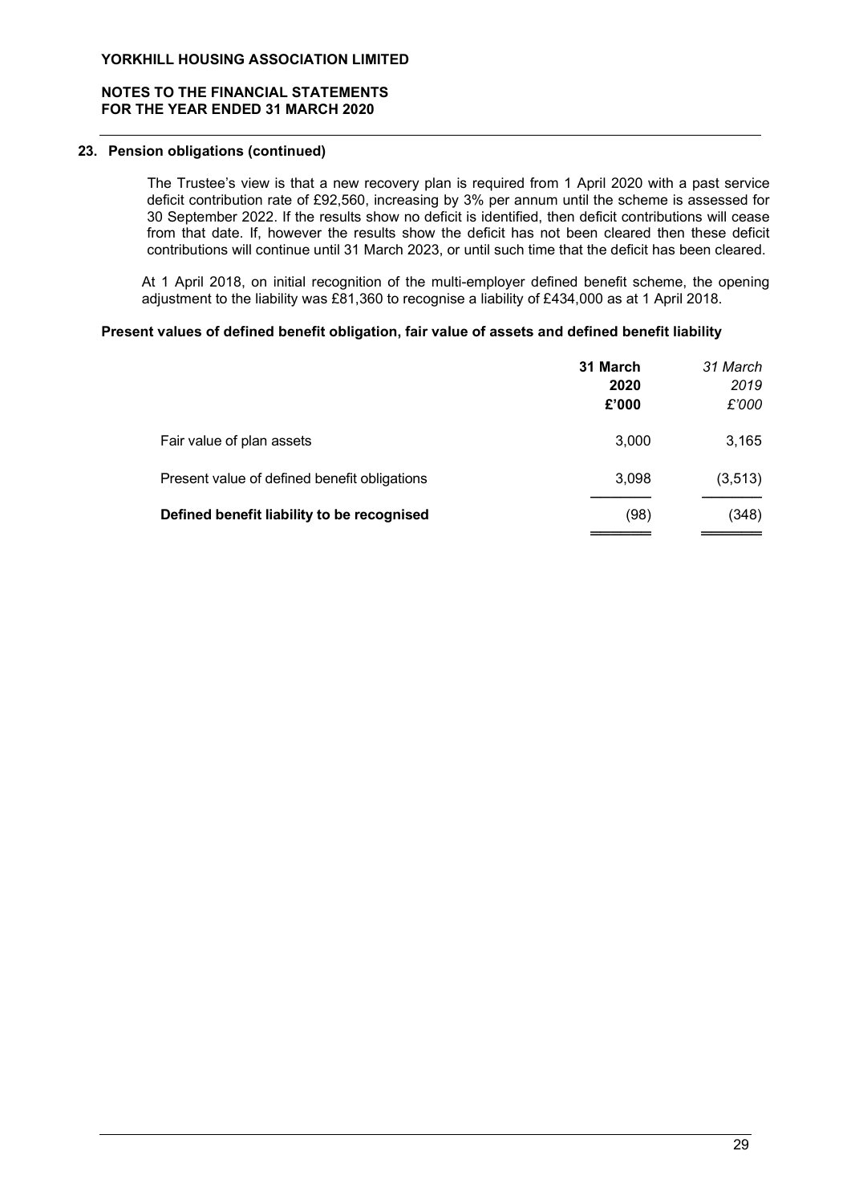## 23. Pension obligations (continued)

The Trustee's view is that a new recovery plan is required from 1 April 2020 with a past service deficit contribution rate of £92,560, increasing by 3% per annum until the scheme is assessed for 30 September 2022. If the results show no deficit is identified, then deficit contributions will cease from that date. If, however the results show the deficit has not been cleared then these deficit contributions will continue until 31 March 2023, or until such time that the deficit has been cleared.

At 1 April 2018, on initial recognition of the multi-employer defined benefit scheme, the opening adjustment to the liability was £81,360 to recognise a liability of £434,000 as at 1 April 2018.

### Present values of defined benefit obligation, fair value of assets and defined benefit liability

| | **31 March 2020 £'000** | *31 March 2019 £'000* |
|---|---|---|
| Fair value of plan assets | 3,000 | 3,165 |
| Present value of defined benefit obligations | 3,098 | (3,513) |
| **Defined benefit liability to be recognised** | (98) | (348) |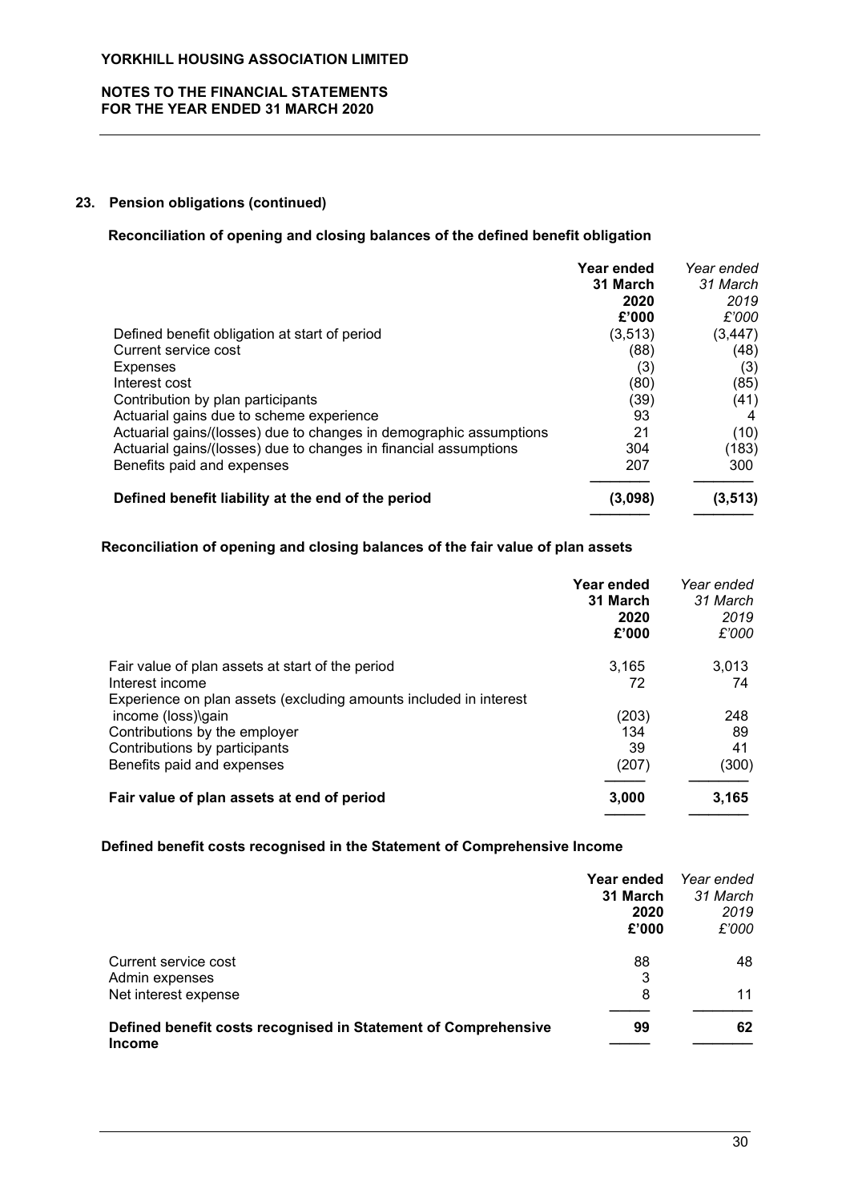## 23. Pension obligations (continued)

### Reconciliation of opening and closing balances of the defined benefit obligation

| | Year ended 31 March 2020 £'000 | *Year ended 31 March 2019 £'000* |
|---|---|---|
| Defined benefit obligation at start of period | (3,513) | (3,447) |
| Current service cost | (88) | (48) |
| Expenses | (3) | (3) |
| Interest cost | (80) | (85) |
| Contribution by plan participants | (39) | (41) |
| Actuarial gains due to scheme experience | 93 | 4 |
| Actuarial gains/(losses) due to changes in demographic assumptions | 21 | (10) |
| Actuarial gains/(losses) due to changes in financial assumptions | 304 | (183) |
| Benefits paid and expenses | 207 | 300 |
| **Defined benefit liability at the end of the period** | **(3,098)** | **(3,513)** |

### Reconciliation of opening and closing balances of the fair value of plan assets

| | Year ended 31 March 2020 £'000 | *Year ended 31 March 2019 £'000* |
|---|---|---|
| Fair value of plan assets at start of the period | 3,165 | 3,013 |
| Interest income | 72 | 74 |
| Experience on plan assets (excluding amounts included in interest income (loss)\gain | (203) | 248 |
| Contributions by the employer | 134 | 89 |
| Contributions by participants | 39 | 41 |
| Benefits paid and expenses | (207) | (300) |
| **Fair value of plan assets at end of period** | **3,000** | **3,165** |

### Defined benefit costs recognised in the Statement of Comprehensive Income

| | Year ended 31 March 2020 £'000 | *Year ended 31 March 2019 £'000* |
|---|---|---|
| Current service cost | 88 | 48 |
| Admin expenses | 3 | |
| Net interest expense | 8 | 11 |
| **Defined benefit costs recognised in Statement of Comprehensive Income** | **99** | **62** |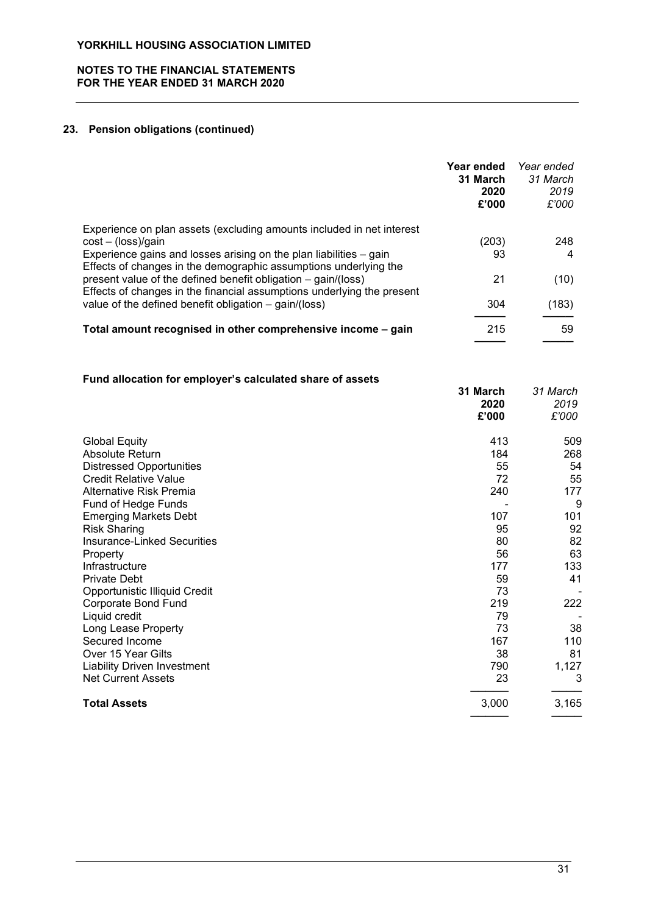## 23. Pension obligations (continued)

| | **Year ended 31 March 2020 £'000** | *Year ended 31 March 2019 £'000* |
|---|---|---|
| Experience on plan assets (excluding amounts included in net interest cost – (loss)/gain | (203) | 248 |
| Experience gains and losses arising on the plan liabilities – gain | 93 | 4 |
| Effects of changes in the demographic assumptions underlying the present value of the defined benefit obligation – gain/(loss) | 21 | (10) |
| Effects of changes in the financial assumptions underlying the present value of the defined benefit obligation – gain/(loss) | 304 | (183) |
| **Total amount recognised in other comprehensive income – gain** | 215 | 59 |

### Fund allocation for employer's calculated share of assets

| | **31 March 2020 £'000** | *31 March 2019 £'000* |
|---|---|---|
| Global Equity | 413 | 509 |
| Absolute Return | 184 | 268 |
| Distressed Opportunities | 55 | 54 |
| Credit Relative Value | 72 | 55 |
| Alternative Risk Premia | 240 | 177 |
| Fund of Hedge Funds | - | 9 |
| Emerging Markets Debt | 107 | 101 |
| Risk Sharing | 95 | 92 |
| Insurance-Linked Securities | 80 | 82 |
| Property | 56 | 63 |
| Infrastructure | 177 | 133 |
| Private Debt | 59 | 41 |
| Opportunistic Illiquid Credit | 73 | - |
| Corporate Bond Fund | 219 | 222 |
| Liquid credit | 79 | - |
| Long Lease Property | 73 | 38 |
| Secured Income | 167 | 110 |
| Over 15 Year Gilts | 38 | 81 |
| Liability Driven Investment | 790 | 1,127 |
| Net Current Assets | 23 | 3 |
| **Total Assets** | 3,000 | 3,165 |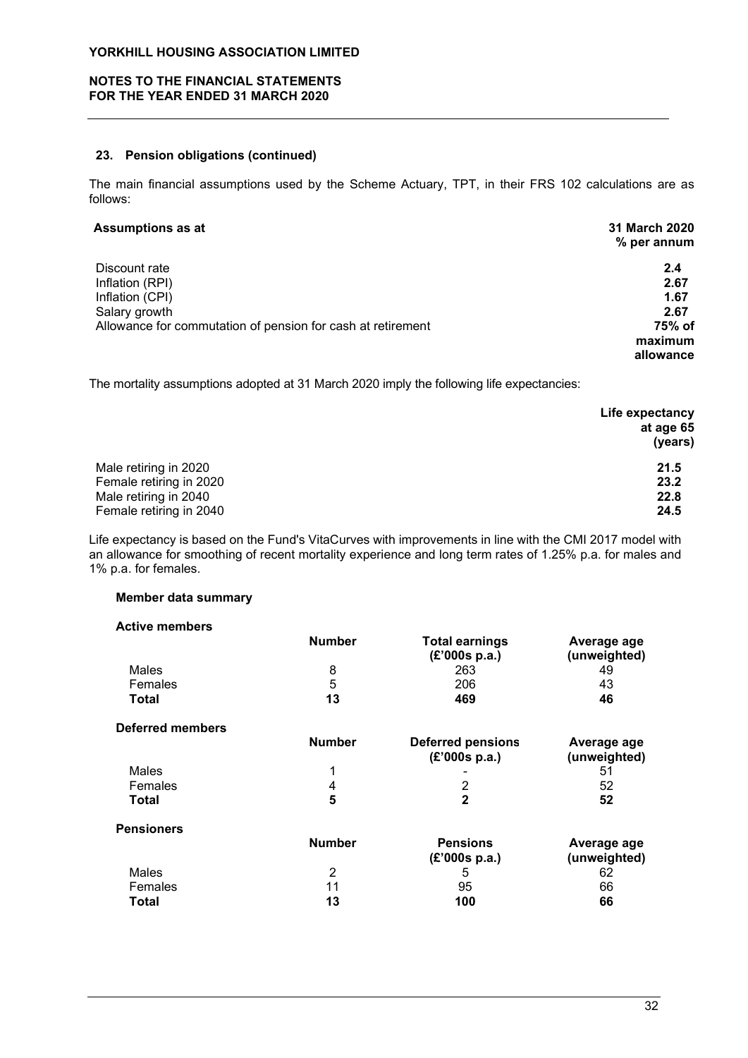## 23. Pension obligations (continued)

The main financial assumptions used by the Scheme Actuary, TPT, in their FRS 102 calculations are as follows:

| Assumptions as at | 31 March 2020 % per annum |
|---|---|
| Discount rate | 2.4 |
| Inflation (RPI) | 2.67 |
| Inflation (CPI) | 1.67 |
| Salary growth | 2.67 |
| Allowance for commutation of pension for cash at retirement | 75% of maximum allowance |

The mortality assumptions adopted at 31 March 2020 imply the following life expectancies:

| | Life expectancy at age 65 (years) |
|---|---|
| Male retiring in 2020 | 21.5 |
| Female retiring in 2020 | 23.2 |
| Male retiring in 2040 | 22.8 |
| Female retiring in 2040 | 24.5 |

Life expectancy is based on the Fund's VitaCurves with improvements in line with the CMI 2017 model with an allowance for smoothing of recent mortality experience and long term rates of 1.25% p.a. for males and 1% p.a. for females.

### Member data summary

**Active members**

| | Number | Total earnings (£'000s p.a.) | Average age (unweighted) |
|---|---|---|---|
| Males | 8 | 263 | 49 |
| Females | 5 | 206 | 43 |
| **Total** | **13** | **469** | **46** |

**Deferred members**

| | Number | Deferred pensions (£'000s p.a.) | Average age (unweighted) |
|---|---|---|---|
| Males | 1 | - | 51 |
| Females | 4 | 2 | 52 |
| **Total** | **5** | **2** | **52** |

**Pensioners**

| | Number | Pensions (£'000s p.a.) | Average age (unweighted) |
|---|---|---|---|
| Males | 2 | 5 | 62 |
| Females | 11 | 95 | 66 |
| **Total** | **13** | **100** | **66** |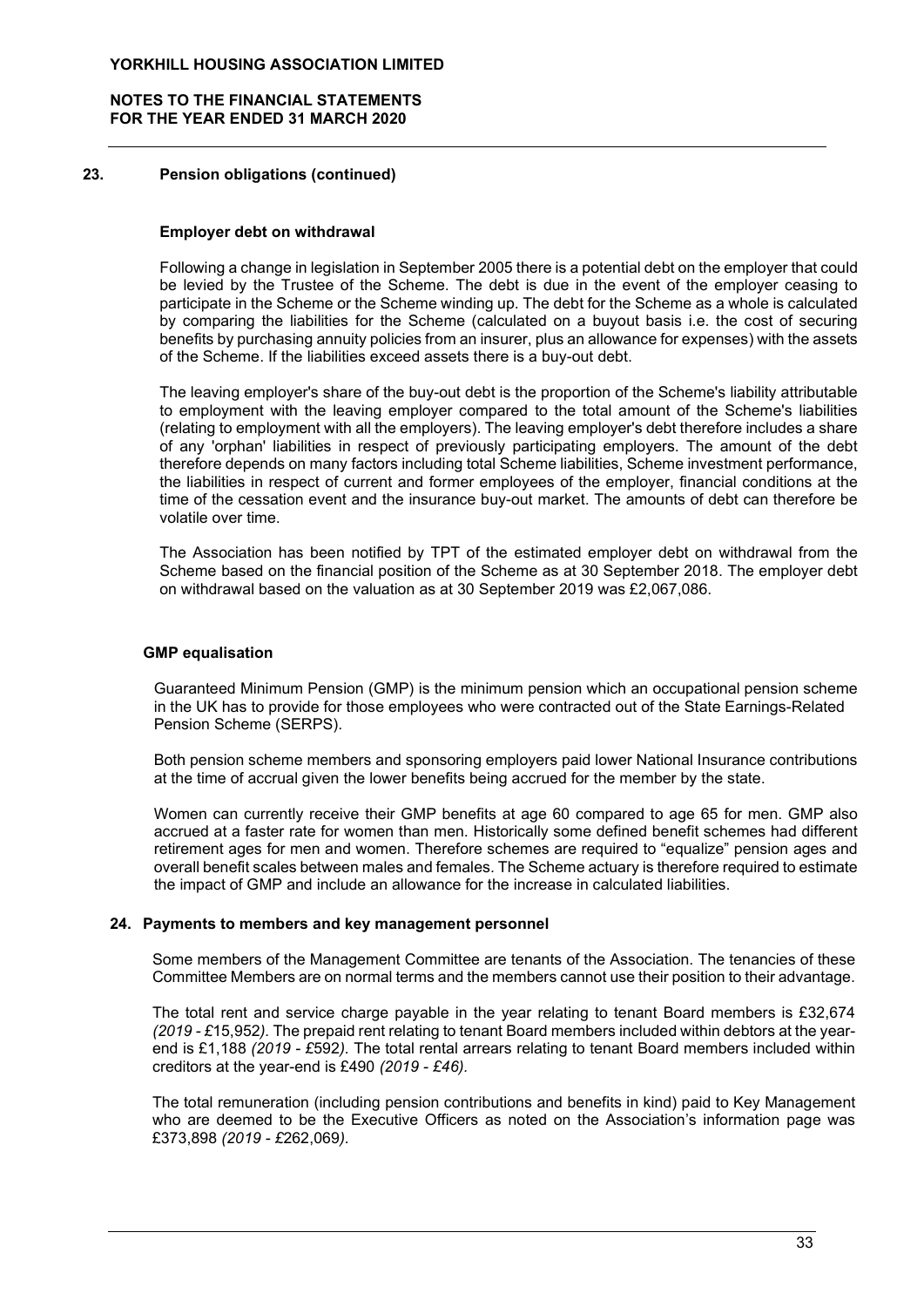## 23. Pension obligations (continued)

### Employer debt on withdrawal

Following a change in legislation in September 2005 there is a potential debt on the employer that could be levied by the Trustee of the Scheme. The debt is due in the event of the employer ceasing to participate in the Scheme or the Scheme winding up. The debt for the Scheme as a whole is calculated by comparing the liabilities for the Scheme (calculated on a buyout basis i.e. the cost of securing benefits by purchasing annuity policies from an insurer, plus an allowance for expenses) with the assets of the Scheme. If the liabilities exceed assets there is a buy-out debt.

The leaving employer's share of the buy-out debt is the proportion of the Scheme's liability attributable to employment with the leaving employer compared to the total amount of the Scheme's liabilities (relating to employment with all the employers). The leaving employer's debt therefore includes a share of any 'orphan' liabilities in respect of previously participating employers. The amount of the debt therefore depends on many factors including total Scheme liabilities, Scheme investment performance, the liabilities in respect of current and former employees of the employer, financial conditions at the time of the cessation event and the insurance buy-out market. The amounts of debt can therefore be volatile over time.

The Association has been notified by TPT of the estimated employer debt on withdrawal from the Scheme based on the financial position of the Scheme as at 30 September 2018. The employer debt on withdrawal based on the valuation as at 30 September 2019 was £2,067,086.

### GMP equalisation

Guaranteed Minimum Pension (GMP) is the minimum pension which an occupational pension scheme in the UK has to provide for those employees who were contracted out of the State Earnings-Related Pension Scheme (SERPS).

Both pension scheme members and sponsoring employers paid lower National Insurance contributions at the time of accrual given the lower benefits being accrued for the member by the state.

Women can currently receive their GMP benefits at age 60 compared to age 65 for men. GMP also accrued at a faster rate for women than men. Historically some defined benefit schemes had different retirement ages for men and women. Therefore schemes are required to "equalize" pension ages and overall benefit scales between males and females. The Scheme actuary is therefore required to estimate the impact of GMP and include an allowance for the increase in calculated liabilities.

## 24. Payments to members and key management personnel

Some members of the Management Committee are tenants of the Association. The tenancies of these Committee Members are on normal terms and the members cannot use their position to their advantage.

The total rent and service charge payable in the year relating to tenant Board members is £32,674 *(2019 - £15,952).* The prepaid rent relating to tenant Board members included within debtors at the year-end is £1,188 *(2019 - £592).* The total rental arrears relating to tenant Board members included within creditors at the year-end is £490 *(2019 - £46).*

The total remuneration (including pension contributions and benefits in kind) paid to Key Management who are deemed to be the Executive Officers as noted on the Association's information page was £373,898 *(2019 - £262,069).*